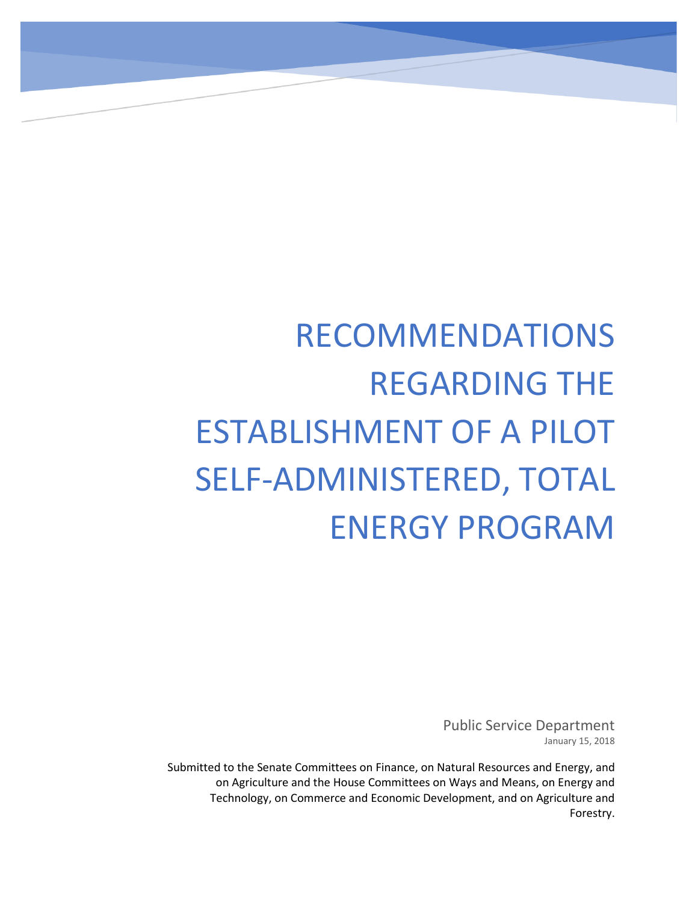# RECOMMENDATIONS REGARDING THE ESTABLISHMENT OF A PILOT SELF-ADMINISTERED, TOTAL ENERGY PROGRAM

Public Service Department

January 15, 2018

Submitted to the Senate Committees on Finance, on Natural Resources and Energy, and on Agriculture and the House Committees on Ways and Means, on Energy and Technology, on Commerce and Economic Development, and on Agriculture and Forestry.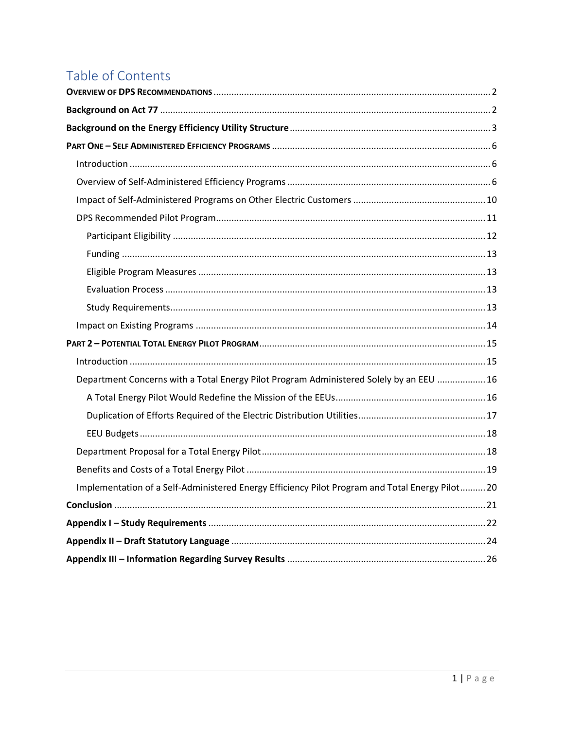# Table of Contents

**OVERVIEW OF DPS RECOMMENDATIONS** .......... 2

**Background on Act 77** .......... 2

**Background on the Energy Efficiency Utility Structure** .......... 3

**PART ONE – SELF ADMINISTERED EFFICIENCY PROGRAMS** .......... 6

- Introduction .......... 6
- Overview of Self-Administered Efficiency Programs .......... 6
- Impact of Self-Administered Programs on Other Electric Customers .......... 10
- DPS Recommended Pilot Program .......... 11
  - Participant Eligibility .......... 12
  - Funding .......... 13
  - Eligible Program Measures .......... 13
  - Evaluation Process .......... 13
  - Study Requirements .......... 13
- Impact on Existing Programs .......... 14

**PART 2 – POTENTIAL TOTAL ENERGY PILOT PROGRAM** .......... 15

- Introduction .......... 15
- Department Concerns with a Total Energy Pilot Program Administered Solely by an EEU .......... 16
  - A Total Energy Pilot Would Redefine the Mission of the EEUs .......... 16
  - Duplication of Efforts Required of the Electric Distribution Utilities .......... 17
  - EEU Budgets .......... 18
- Department Proposal for a Total Energy Pilot .......... 18
- Benefits and Costs of a Total Energy Pilot .......... 19
- Implementation of a Self-Administered Energy Efficiency Pilot Program and Total Energy Pilot .......... 20

**Conclusion** .......... 21

**Appendix I – Study Requirements** .......... 22

**Appendix II – Draft Statutory Language** .......... 24

**Appendix III – Information Regarding Survey Results** .......... 26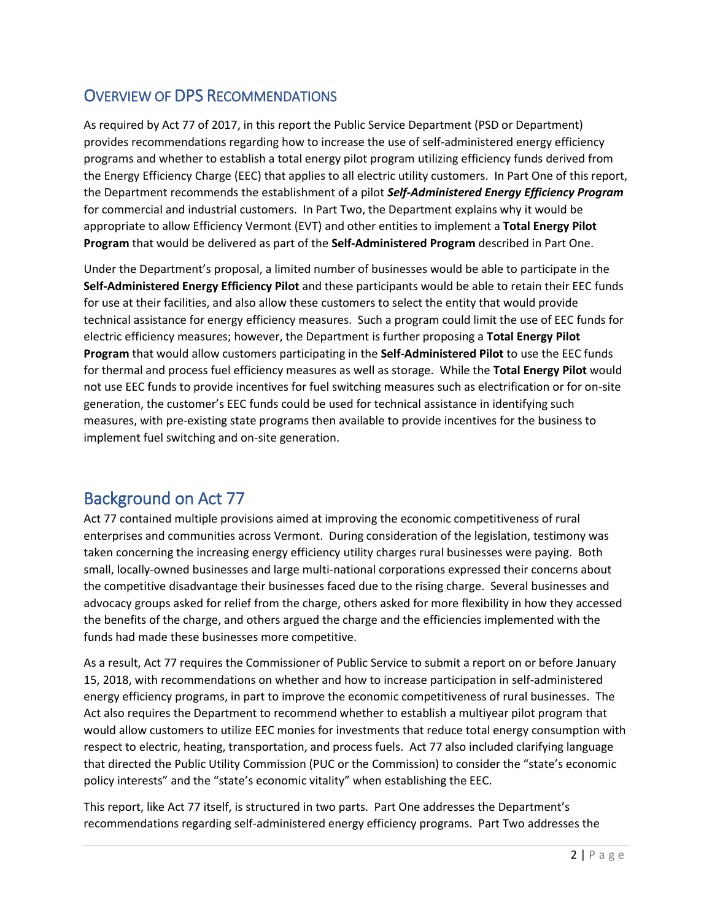## Overview of DPS Recommendations

As required by Act 77 of 2017, in this report the Public Service Department (PSD or Department) provides recommendations regarding how to increase the use of self-administered energy efficiency programs and whether to establish a total energy pilot program utilizing efficiency funds derived from the Energy Efficiency Charge (EEC) that applies to all electric utility customers. In Part One of this report, the Department recommends the establishment of a pilot ***Self-Administered Energy Efficiency Program*** for commercial and industrial customers. In Part Two, the Department explains why it would be appropriate to allow Efficiency Vermont (EVT) and other entities to implement a **Total Energy Pilot Program** that would be delivered as part of the **Self-Administered Program** described in Part One.

Under the Department's proposal, a limited number of businesses would be able to participate in the **Self-Administered Energy Efficiency Pilot** and these participants would be able to retain their EEC funds for use at their facilities, and also allow these customers to select the entity that would provide technical assistance for energy efficiency measures. Such a program could limit the use of EEC funds for electric efficiency measures; however, the Department is further proposing a **Total Energy Pilot Program** that would allow customers participating in the **Self-Administered Pilot** to use the EEC funds for thermal and process fuel efficiency measures as well as storage. While the **Total Energy Pilot** would not use EEC funds to provide incentives for fuel switching measures such as electrification or for on-site generation, the customer's EEC funds could be used for technical assistance in identifying such measures, with pre-existing state programs then available to provide incentives for the business to implement fuel switching and on-site generation.

## Background on Act 77

Act 77 contained multiple provisions aimed at improving the economic competitiveness of rural enterprises and communities across Vermont. During consideration of the legislation, testimony was taken concerning the increasing energy efficiency utility charges rural businesses were paying. Both small, locally-owned businesses and large multi-national corporations expressed their concerns about the competitive disadvantage their businesses faced due to the rising charge. Several businesses and advocacy groups asked for relief from the charge, others asked for more flexibility in how they accessed the benefits of the charge, and others argued the charge and the efficiencies implemented with the funds had made these businesses more competitive.

As a result, Act 77 requires the Commissioner of Public Service to submit a report on or before January 15, 2018, with recommendations on whether and how to increase participation in self-administered energy efficiency programs, in part to improve the economic competitiveness of rural businesses. The Act also requires the Department to recommend whether to establish a multiyear pilot program that would allow customers to utilize EEC monies for investments that reduce total energy consumption with respect to electric, heating, transportation, and process fuels. Act 77 also included clarifying language that directed the Public Utility Commission (PUC or the Commission) to consider the "state's economic policy interests" and the "state's economic vitality" when establishing the EEC.

This report, like Act 77 itself, is structured in two parts. Part One addresses the Department's recommendations regarding self-administered energy efficiency programs. Part Two addresses the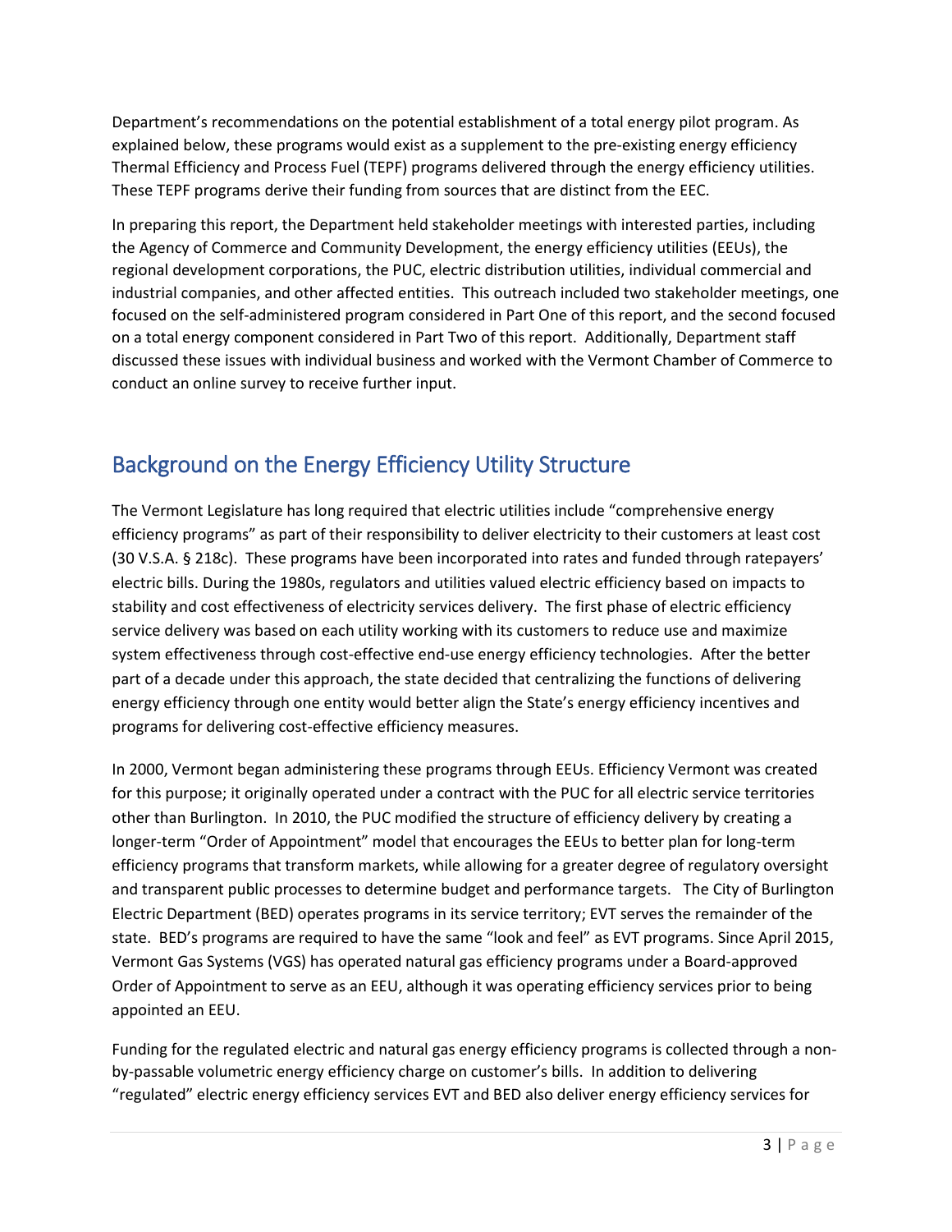Department's recommendations on the potential establishment of a total energy pilot program. As explained below, these programs would exist as a supplement to the pre-existing energy efficiency Thermal Efficiency and Process Fuel (TEPF) programs delivered through the energy efficiency utilities. These TEPF programs derive their funding from sources that are distinct from the EEC.

In preparing this report, the Department held stakeholder meetings with interested parties, including the Agency of Commerce and Community Development, the energy efficiency utilities (EEUs), the regional development corporations, the PUC, electric distribution utilities, individual commercial and industrial companies, and other affected entities. This outreach included two stakeholder meetings, one focused on the self-administered program considered in Part One of this report, and the second focused on a total energy component considered in Part Two of this report. Additionally, Department staff discussed these issues with individual business and worked with the Vermont Chamber of Commerce to conduct an online survey to receive further input.

## Background on the Energy Efficiency Utility Structure

The Vermont Legislature has long required that electric utilities include "comprehensive energy efficiency programs" as part of their responsibility to deliver electricity to their customers at least cost (30 V.S.A. § 218c). These programs have been incorporated into rates and funded through ratepayers' electric bills. During the 1980s, regulators and utilities valued electric efficiency based on impacts to stability and cost effectiveness of electricity services delivery. The first phase of electric efficiency service delivery was based on each utility working with its customers to reduce use and maximize system effectiveness through cost-effective end-use energy efficiency technologies. After the better part of a decade under this approach, the state decided that centralizing the functions of delivering energy efficiency through one entity would better align the State's energy efficiency incentives and programs for delivering cost-effective efficiency measures.

In 2000, Vermont began administering these programs through EEUs. Efficiency Vermont was created for this purpose; it originally operated under a contract with the PUC for all electric service territories other than Burlington. In 2010, the PUC modified the structure of efficiency delivery by creating a longer-term "Order of Appointment" model that encourages the EEUs to better plan for long-term efficiency programs that transform markets, while allowing for a greater degree of regulatory oversight and transparent public processes to determine budget and performance targets. The City of Burlington Electric Department (BED) operates programs in its service territory; EVT serves the remainder of the state. BED's programs are required to have the same "look and feel" as EVT programs. Since April 2015, Vermont Gas Systems (VGS) has operated natural gas efficiency programs under a Board-approved Order of Appointment to serve as an EEU, although it was operating efficiency services prior to being appointed an EEU.

Funding for the regulated electric and natural gas energy efficiency programs is collected through a non-by-passable volumetric energy efficiency charge on customer's bills. In addition to delivering "regulated" electric energy efficiency services EVT and BED also deliver energy efficiency services for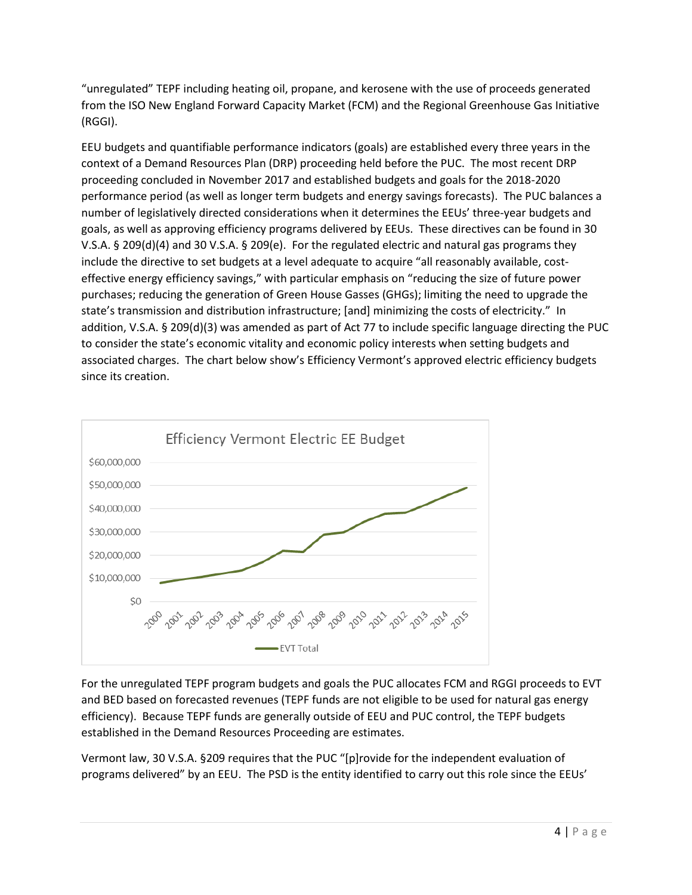"unregulated" TEPF including heating oil, propane, and kerosene with the use of proceeds generated from the ISO New England Forward Capacity Market (FCM) and the Regional Greenhouse Gas Initiative (RGGI).

EEU budgets and quantifiable performance indicators (goals) are established every three years in the context of a Demand Resources Plan (DRP) proceeding held before the PUC. The most recent DRP proceeding concluded in November 2017 and established budgets and goals for the 2018-2020 performance period (as well as longer term budgets and energy savings forecasts). The PUC balances a number of legislatively directed considerations when it determines the EEUs' three-year budgets and goals, as well as approving efficiency programs delivered by EEUs. These directives can be found in 30 V.S.A. § 209(d)(4) and 30 V.S.A. § 209(e). For the regulated electric and natural gas programs they include the directive to set budgets at a level adequate to acquire "all reasonably available, cost-effective energy efficiency savings," with particular emphasis on "reducing the size of future power purchases; reducing the generation of Green House Gasses (GHGs); limiting the need to upgrade the state's transmission and distribution infrastructure; [and] minimizing the costs of electricity." In addition, V.S.A. § 209(d)(3) was amended as part of Act 77 to include specific language directing the PUC to consider the state's economic vitality and economic policy interests when setting budgets and associated charges. The chart below show's Efficiency Vermont's approved electric efficiency budgets since its creation.

For the unregulated TEPF program budgets and goals the PUC allocates FCM and RGGI proceeds to EVT and BED based on forecasted revenues (TEPF funds are not eligible to be used for natural gas energy efficiency). Because TEPF funds are generally outside of EEU and PUC control, the TEPF budgets established in the Demand Resources Proceeding are estimates.

Vermont law, 30 V.S.A. §209 requires that the PUC "[p]rovide for the independent evaluation of programs delivered" by an EEU. The PSD is the entity identified to carry out this role since the EEUs'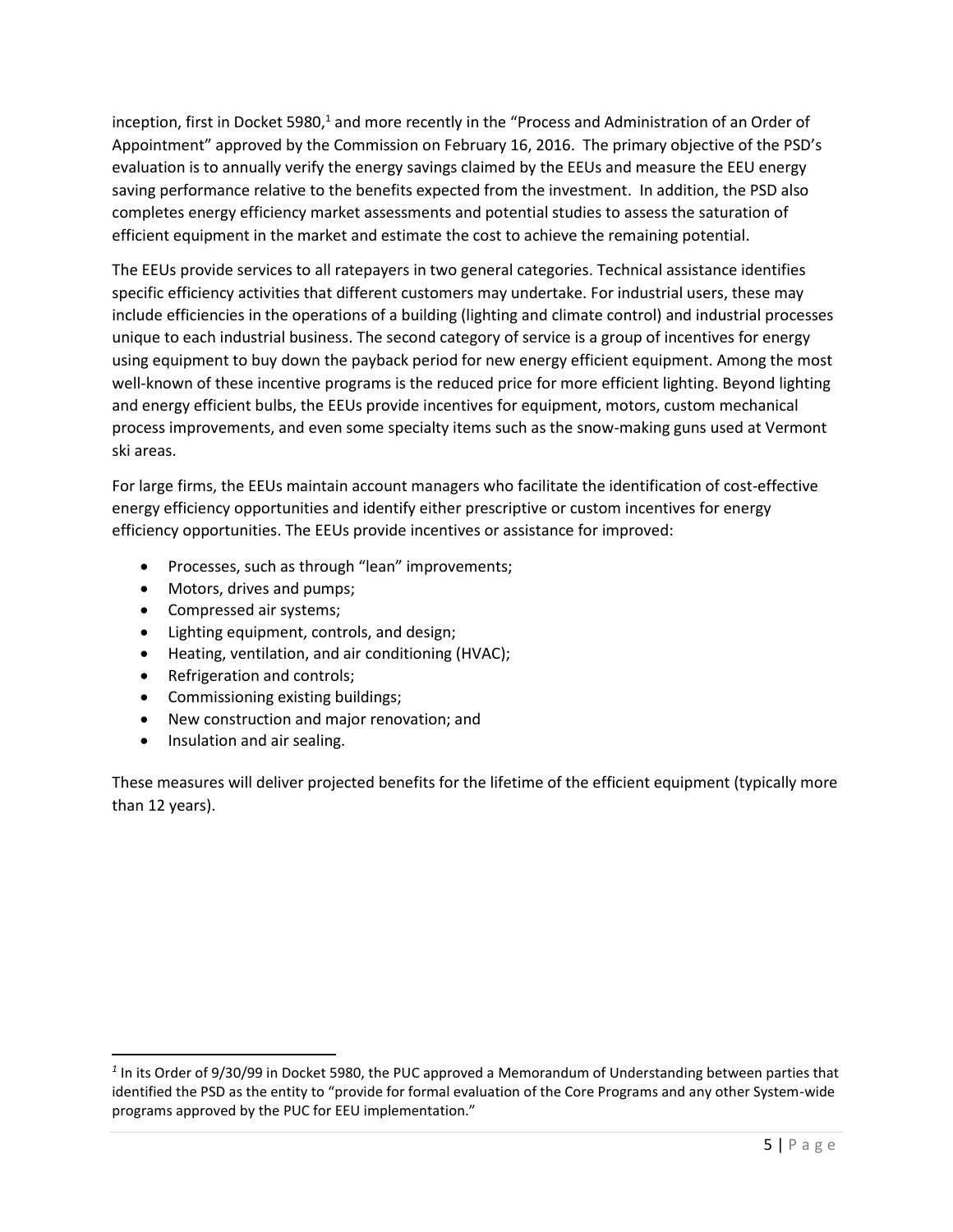inception, first in Docket 5980,[1] and more recently in the "Process and Administration of an Order of Appointment" approved by the Commission on February 16, 2016. The primary objective of the PSD's evaluation is to annually verify the energy savings claimed by the EEUs and measure the EEU energy saving performance relative to the benefits expected from the investment. In addition, the PSD also completes energy efficiency market assessments and potential studies to assess the saturation of efficient equipment in the market and estimate the cost to achieve the remaining potential.

The EEUs provide services to all ratepayers in two general categories. Technical assistance identifies specific efficiency activities that different customers may undertake. For industrial users, these may include efficiencies in the operations of a building (lighting and climate control) and industrial processes unique to each industrial business. The second category of service is a group of incentives for energy using equipment to buy down the payback period for new energy efficient equipment. Among the most well-known of these incentive programs is the reduced price for more efficient lighting. Beyond lighting and energy efficient bulbs, the EEUs provide incentives for equipment, motors, custom mechanical process improvements, and even some specialty items such as the snow-making guns used at Vermont ski areas.

For large firms, the EEUs maintain account managers who facilitate the identification of cost-effective energy efficiency opportunities and identify either prescriptive or custom incentives for energy efficiency opportunities. The EEUs provide incentives or assistance for improved:

- Processes, such as through "lean" improvements;
- Motors, drives and pumps;
- Compressed air systems;
- Lighting equipment, controls, and design;
- Heating, ventilation, and air conditioning (HVAC);
- Refrigeration and controls;
- Commissioning existing buildings;
- New construction and major renovation; and
- Insulation and air sealing.

These measures will deliver projected benefits for the lifetime of the efficient equipment (typically more than 12 years).

[1] In its Order of 9/30/99 in Docket 5980, the PUC approved a Memorandum of Understanding between parties that identified the PSD as the entity to "provide for formal evaluation of the Core Programs and any other System-wide programs approved by the PUC for EEU implementation."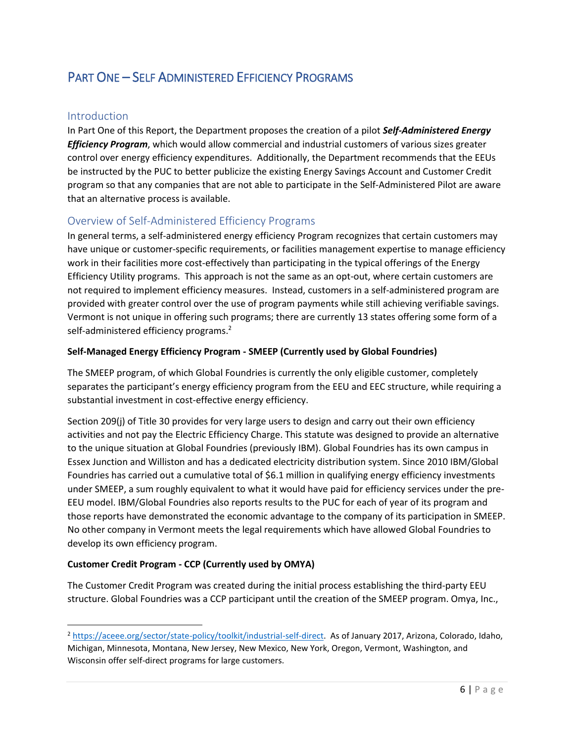# PART ONE – SELF ADMINISTERED EFFICIENCY PROGRAMS

## Introduction

In Part One of this Report, the Department proposes the creation of a pilot ***Self-Administered Energy Efficiency Program***, which would allow commercial and industrial customers of various sizes greater control over energy efficiency expenditures. Additionally, the Department recommends that the EEUs be instructed by the PUC to better publicize the existing Energy Savings Account and Customer Credit program so that any companies that are not able to participate in the Self-Administered Pilot are aware that an alternative process is available.

## Overview of Self-Administered Efficiency Programs

In general terms, a self-administered energy efficiency Program recognizes that certain customers may have unique or customer-specific requirements, or facilities management expertise to manage efficiency work in their facilities more cost-effectively than participating in the typical offerings of the Energy Efficiency Utility programs. This approach is not the same as an opt-out, where certain customers are not required to implement efficiency measures. Instead, customers in a self-administered program are provided with greater control over the use of program payments while still achieving verifiable savings. Vermont is not unique in offering such programs; there are currently 13 states offering some form of a self-administered efficiency programs.[2]

**Self-Managed Energy Efficiency Program - SMEEP (Currently used by Global Foundries)**

The SMEEP program, of which Global Foundries is currently the only eligible customer, completely separates the participant's energy efficiency program from the EEU and EEC structure, while requiring a substantial investment in cost-effective energy efficiency.

Section 209(j) of Title 30 provides for very large users to design and carry out their own efficiency activities and not pay the Electric Efficiency Charge. This statute was designed to provide an alternative to the unique situation at Global Foundries (previously IBM). Global Foundries has its own campus in Essex Junction and Williston and has a dedicated electricity distribution system. Since 2010 IBM/Global Foundries has carried out a cumulative total of $6.1 million in qualifying energy efficiency investments under SMEEP, a sum roughly equivalent to what it would have paid for efficiency services under the pre-EEU model. IBM/Global Foundries also reports results to the PUC for each of year of its program and those reports have demonstrated the economic advantage to the company of its participation in SMEEP. No other company in Vermont meets the legal requirements which have allowed Global Foundries to develop its own efficiency program.

**Customer Credit Program - CCP (Currently used by OMYA)**

The Customer Credit Program was created during the initial process establishing the third-party EEU structure. Global Foundries was a CCP participant until the creation of the SMEEP program. Omya, Inc.,

---

[2] https://aceee.org/sector/state-policy/toolkit/industrial-self-direct. As of January 2017, Arizona, Colorado, Idaho, Michigan, Minnesota, Montana, New Jersey, New Mexico, New York, Oregon, Vermont, Washington, and Wisconsin offer self-direct programs for large customers.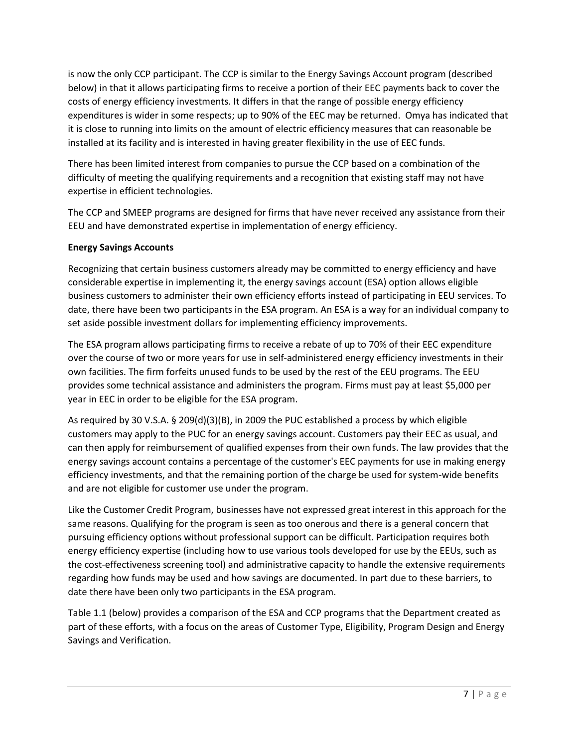is now the only CCP participant. The CCP is similar to the Energy Savings Account program (described below) in that it allows participating firms to receive a portion of their EEC payments back to cover the costs of energy efficiency investments. It differs in that the range of possible energy efficiency expenditures is wider in some respects; up to 90% of the EEC may be returned. Omya has indicated that it is close to running into limits on the amount of electric efficiency measures that can reasonable be installed at its facility and is interested in having greater flexibility in the use of EEC funds.

There has been limited interest from companies to pursue the CCP based on a combination of the difficulty of meeting the qualifying requirements and a recognition that existing staff may not have expertise in efficient technologies.

The CCP and SMEEP programs are designed for firms that have never received any assistance from their EEU and have demonstrated expertise in implementation of energy efficiency.

**Energy Savings Accounts**

Recognizing that certain business customers already may be committed to energy efficiency and have considerable expertise in implementing it, the energy savings account (ESA) option allows eligible business customers to administer their own efficiency efforts instead of participating in EEU services. To date, there have been two participants in the ESA program. An ESA is a way for an individual company to set aside possible investment dollars for implementing efficiency improvements.

The ESA program allows participating firms to receive a rebate of up to 70% of their EEC expenditure over the course of two or more years for use in self-administered energy efficiency investments in their own facilities. The firm forfeits unused funds to be used by the rest of the EEU programs. The EEU provides some technical assistance and administers the program. Firms must pay at least $5,000 per year in EEC in order to be eligible for the ESA program.

As required by 30 V.S.A. § 209(d)(3)(B), in 2009 the PUC established a process by which eligible customers may apply to the PUC for an energy savings account. Customers pay their EEC as usual, and can then apply for reimbursement of qualified expenses from their own funds. The law provides that the energy savings account contains a percentage of the customer's EEC payments for use in making energy efficiency investments, and that the remaining portion of the charge be used for system-wide benefits and are not eligible for customer use under the program.

Like the Customer Credit Program, businesses have not expressed great interest in this approach for the same reasons. Qualifying for the program is seen as too onerous and there is a general concern that pursuing efficiency options without professional support can be difficult. Participation requires both energy efficiency expertise (including how to use various tools developed for use by the EEUs, such as the cost-effectiveness screening tool) and administrative capacity to handle the extensive requirements regarding how funds may be used and how savings are documented. In part due to these barriers, to date there have been only two participants in the ESA program.

Table 1.1 (below) provides a comparison of the ESA and CCP programs that the Department created as part of these efforts, with a focus on the areas of Customer Type, Eligibility, Program Design and Energy Savings and Verification.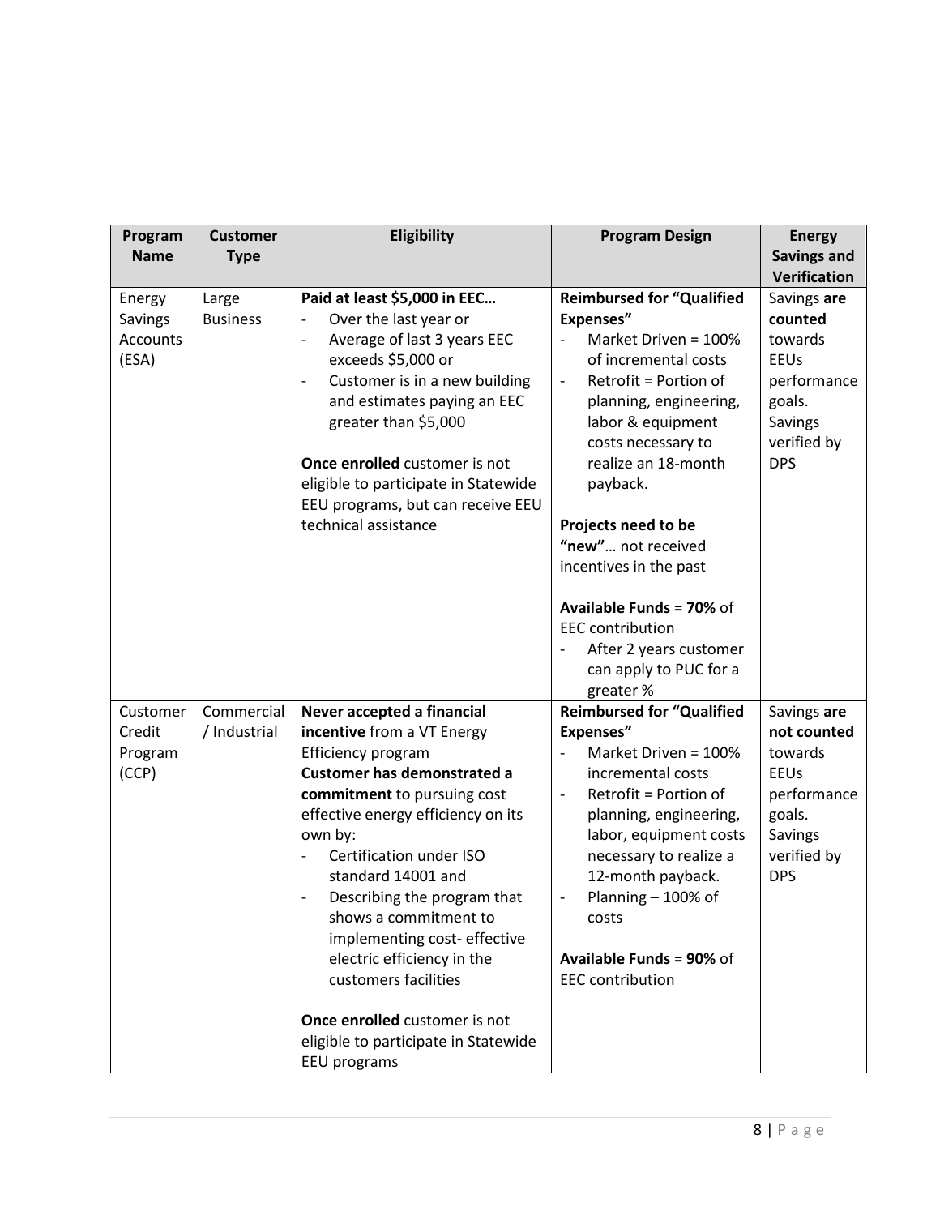| Program Name | Customer Type | Eligibility | Program Design | Energy Savings and Verification |
|---|---|---|---|---|
| Energy Savings Accounts (ESA) | Large Business | **Paid at least $5,000 in EEC…**<br>- Over the last year or<br>- Average of last 3 years EEC exceeds $5,000 or<br>- Customer is in a new building and estimates paying an EEC greater than $5,000<br><br>**Once enrolled** customer is not eligible to participate in Statewide EEU programs, but can receive EEU technical assistance | **Reimbursed for "Qualified Expenses"**<br>- Market Driven = 100% of incremental costs<br>- Retrofit = Portion of planning, engineering, labor & equipment costs necessary to realize an 18-month payback.<br><br>**Projects need to be "new"**… not received incentives in the past<br><br>**Available Funds = 70%** of EEC contribution<br>- After 2 years customer can apply to PUC for a greater % | Savings **are counted** towards EEUs performance goals. Savings verified by DPS |
| Customer Credit Program (CCP) | Commercial / Industrial | **Never accepted a financial incentive** from a VT Energy Efficiency program<br>**Customer has demonstrated a commitment** to pursuing cost effective energy efficiency on its own by:<br>- Certification under ISO standard 14001 and<br>- Describing the program that shows a commitment to implementing cost- effective electric efficiency in the customers facilities<br><br>**Once enrolled** customer is not eligible to participate in Statewide EEU programs | **Reimbursed for "Qualified Expenses"**<br>- Market Driven = 100% incremental costs<br>- Retrofit = Portion of planning, engineering, labor, equipment costs necessary to realize a 12-month payback.<br>- Planning – 100% of costs<br><br>**Available Funds = 90%** of EEC contribution | Savings **are not counted** towards EEUs performance goals. Savings verified by DPS |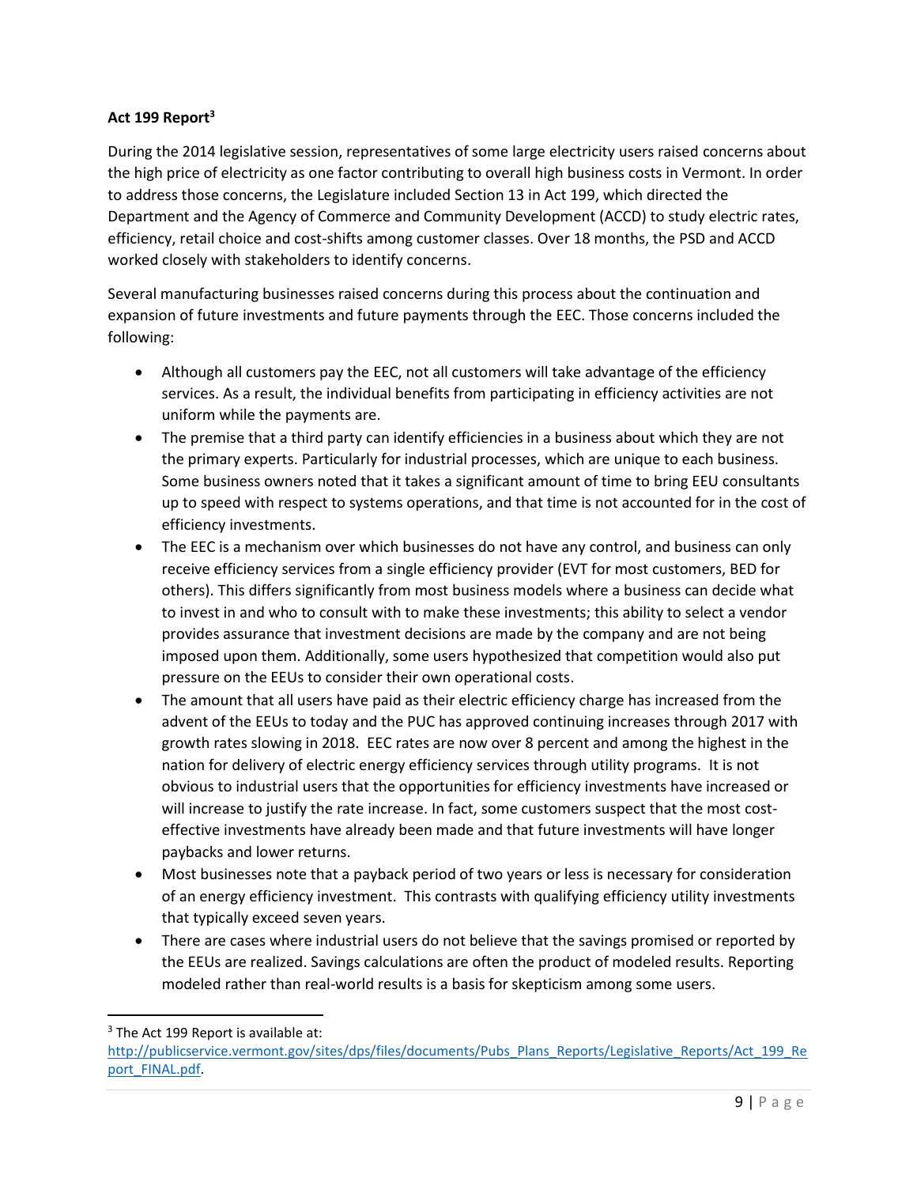**Act 199 Report**[3]

During the 2014 legislative session, representatives of some large electricity users raised concerns about the high price of electricity as one factor contributing to overall high business costs in Vermont. In order to address those concerns, the Legislature included Section 13 in Act 199, which directed the Department and the Agency of Commerce and Community Development (ACCD) to study electric rates, efficiency, retail choice and cost-shifts among customer classes. Over 18 months, the PSD and ACCD worked closely with stakeholders to identify concerns.

Several manufacturing businesses raised concerns during this process about the continuation and expansion of future investments and future payments through the EEC. Those concerns included the following:

- Although all customers pay the EEC, not all customers will take advantage of the efficiency services. As a result, the individual benefits from participating in efficiency activities are not uniform while the payments are.
- The premise that a third party can identify efficiencies in a business about which they are not the primary experts. Particularly for industrial processes, which are unique to each business. Some business owners noted that it takes a significant amount of time to bring EEU consultants up to speed with respect to systems operations, and that time is not accounted for in the cost of efficiency investments.
- The EEC is a mechanism over which businesses do not have any control, and business can only receive efficiency services from a single efficiency provider (EVT for most customers, BED for others). This differs significantly from most business models where a business can decide what to invest in and who to consult with to make these investments; this ability to select a vendor provides assurance that investment decisions are made by the company and are not being imposed upon them. Additionally, some users hypothesized that competition would also put pressure on the EEUs to consider their own operational costs.
- The amount that all users have paid as their electric efficiency charge has increased from the advent of the EEUs to today and the PUC has approved continuing increases through 2017 with growth rates slowing in 2018. EEC rates are now over 8 percent and among the highest in the nation for delivery of electric energy efficiency services through utility programs. It is not obvious to industrial users that the opportunities for efficiency investments have increased or will increase to justify the rate increase. In fact, some customers suspect that the most cost-effective investments have already been made and that future investments will have longer paybacks and lower returns.
- Most businesses note that a payback period of two years or less is necessary for consideration of an energy efficiency investment. This contrasts with qualifying efficiency utility investments that typically exceed seven years.
- There are cases where industrial users do not believe that the savings promised or reported by the EEUs are realized. Savings calculations are often the product of modeled results. Reporting modeled rather than real-world results is a basis for skepticism among some users.

[3] The Act 199 Report is available at: http://publicservice.vermont.gov/sites/dps/files/documents/Pubs_Plans_Reports/Legislative_Reports/Act_199_Report_FINAL.pdf.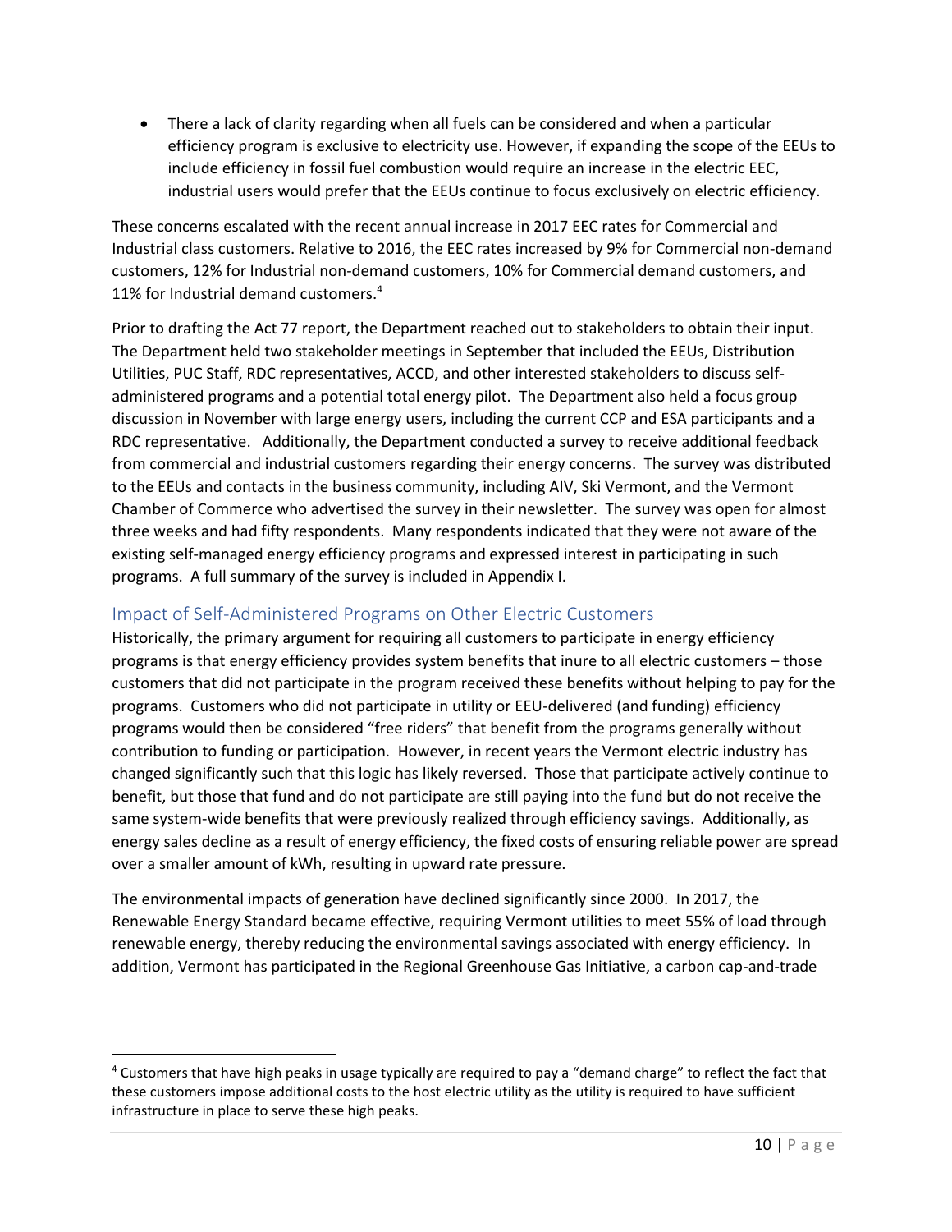- There a lack of clarity regarding when all fuels can be considered and when a particular efficiency program is exclusive to electricity use. However, if expanding the scope of the EEUs to include efficiency in fossil fuel combustion would require an increase in the electric EEC, industrial users would prefer that the EEUs continue to focus exclusively on electric efficiency.

These concerns escalated with the recent annual increase in 2017 EEC rates for Commercial and Industrial class customers. Relative to 2016, the EEC rates increased by 9% for Commercial non-demand customers, 12% for Industrial non-demand customers, 10% for Commercial demand customers, and 11% for Industrial demand customers.[4]

Prior to drafting the Act 77 report, the Department reached out to stakeholders to obtain their input. The Department held two stakeholder meetings in September that included the EEUs, Distribution Utilities, PUC Staff, RDC representatives, ACCD, and other interested stakeholders to discuss self-administered programs and a potential total energy pilot. The Department also held a focus group discussion in November with large energy users, including the current CCP and ESA participants and a RDC representative. Additionally, the Department conducted a survey to receive additional feedback from commercial and industrial customers regarding their energy concerns. The survey was distributed to the EEUs and contacts in the business community, including AIV, Ski Vermont, and the Vermont Chamber of Commerce who advertised the survey in their newsletter. The survey was open for almost three weeks and had fifty respondents. Many respondents indicated that they were not aware of the existing self-managed energy efficiency programs and expressed interest in participating in such programs. A full summary of the survey is included in Appendix I.

## Impact of Self-Administered Programs on Other Electric Customers

Historically, the primary argument for requiring all customers to participate in energy efficiency programs is that energy efficiency provides system benefits that inure to all electric customers – those customers that did not participate in the program received these benefits without helping to pay for the programs. Customers who did not participate in utility or EEU-delivered (and funding) efficiency programs would then be considered "free riders" that benefit from the programs generally without contribution to funding or participation. However, in recent years the Vermont electric industry has changed significantly such that this logic has likely reversed. Those that participate actively continue to benefit, but those that fund and do not participate are still paying into the fund but do not receive the same system-wide benefits that were previously realized through efficiency savings. Additionally, as energy sales decline as a result of energy efficiency, the fixed costs of ensuring reliable power are spread over a smaller amount of kWh, resulting in upward rate pressure.

The environmental impacts of generation have declined significantly since 2000. In 2017, the Renewable Energy Standard became effective, requiring Vermont utilities to meet 55% of load through renewable energy, thereby reducing the environmental savings associated with energy efficiency. In addition, Vermont has participated in the Regional Greenhouse Gas Initiative, a carbon cap-and-trade

---

[4] Customers that have high peaks in usage typically are required to pay a "demand charge" to reflect the fact that these customers impose additional costs to the host electric utility as the utility is required to have sufficient infrastructure in place to serve these high peaks.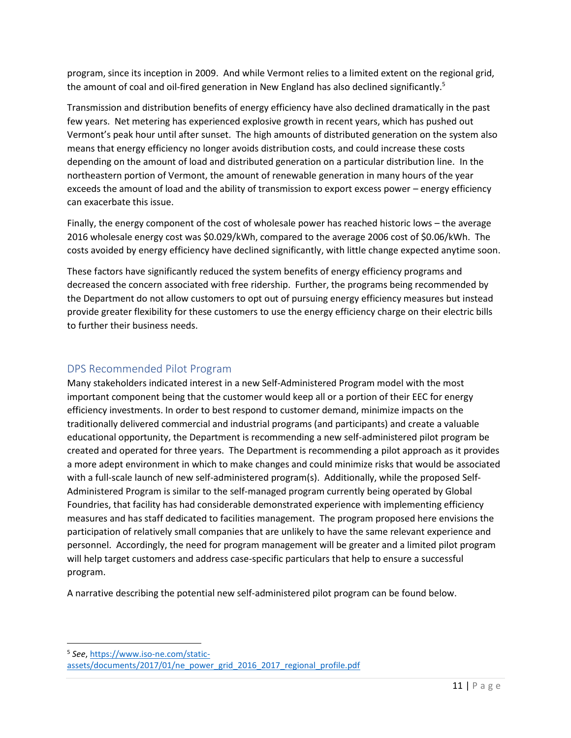program, since its inception in 2009. And while Vermont relies to a limited extent on the regional grid, the amount of coal and oil-fired generation in New England has also declined significantly.[5]

Transmission and distribution benefits of energy efficiency have also declined dramatically in the past few years. Net metering has experienced explosive growth in recent years, which has pushed out Vermont's peak hour until after sunset. The high amounts of distributed generation on the system also means that energy efficiency no longer avoids distribution costs, and could increase these costs depending on the amount of load and distributed generation on a particular distribution line. In the northeastern portion of Vermont, the amount of renewable generation in many hours of the year exceeds the amount of load and the ability of transmission to export excess power – energy efficiency can exacerbate this issue.

Finally, the energy component of the cost of wholesale power has reached historic lows – the average 2016 wholesale energy cost was $0.029/kWh, compared to the average 2006 cost of $0.06/kWh. The costs avoided by energy efficiency have declined significantly, with little change expected anytime soon.

These factors have significantly reduced the system benefits of energy efficiency programs and decreased the concern associated with free ridership. Further, the programs being recommended by the Department do not allow customers to opt out of pursuing energy efficiency measures but instead provide greater flexibility for these customers to use the energy efficiency charge on their electric bills to further their business needs.

## DPS Recommended Pilot Program

Many stakeholders indicated interest in a new Self-Administered Program model with the most important component being that the customer would keep all or a portion of their EEC for energy efficiency investments. In order to best respond to customer demand, minimize impacts on the traditionally delivered commercial and industrial programs (and participants) and create a valuable educational opportunity, the Department is recommending a new self-administered pilot program be created and operated for three years. The Department is recommending a pilot approach as it provides a more adept environment in which to make changes and could minimize risks that would be associated with a full-scale launch of new self-administered program(s). Additionally, while the proposed Self-Administered Program is similar to the self-managed program currently being operated by Global Foundries, that facility has had considerable demonstrated experience with implementing efficiency measures and has staff dedicated to facilities management. The program proposed here envisions the participation of relatively small companies that are unlikely to have the same relevant experience and personnel. Accordingly, the need for program management will be greater and a limited pilot program will help target customers and address case-specific particulars that help to ensure a successful program.

A narrative describing the potential new self-administered pilot program can be found below.

---

[5] *See*, https://www.iso-ne.com/static-assets/documents/2017/01/ne_power_grid_2016_2017_regional_profile.pdf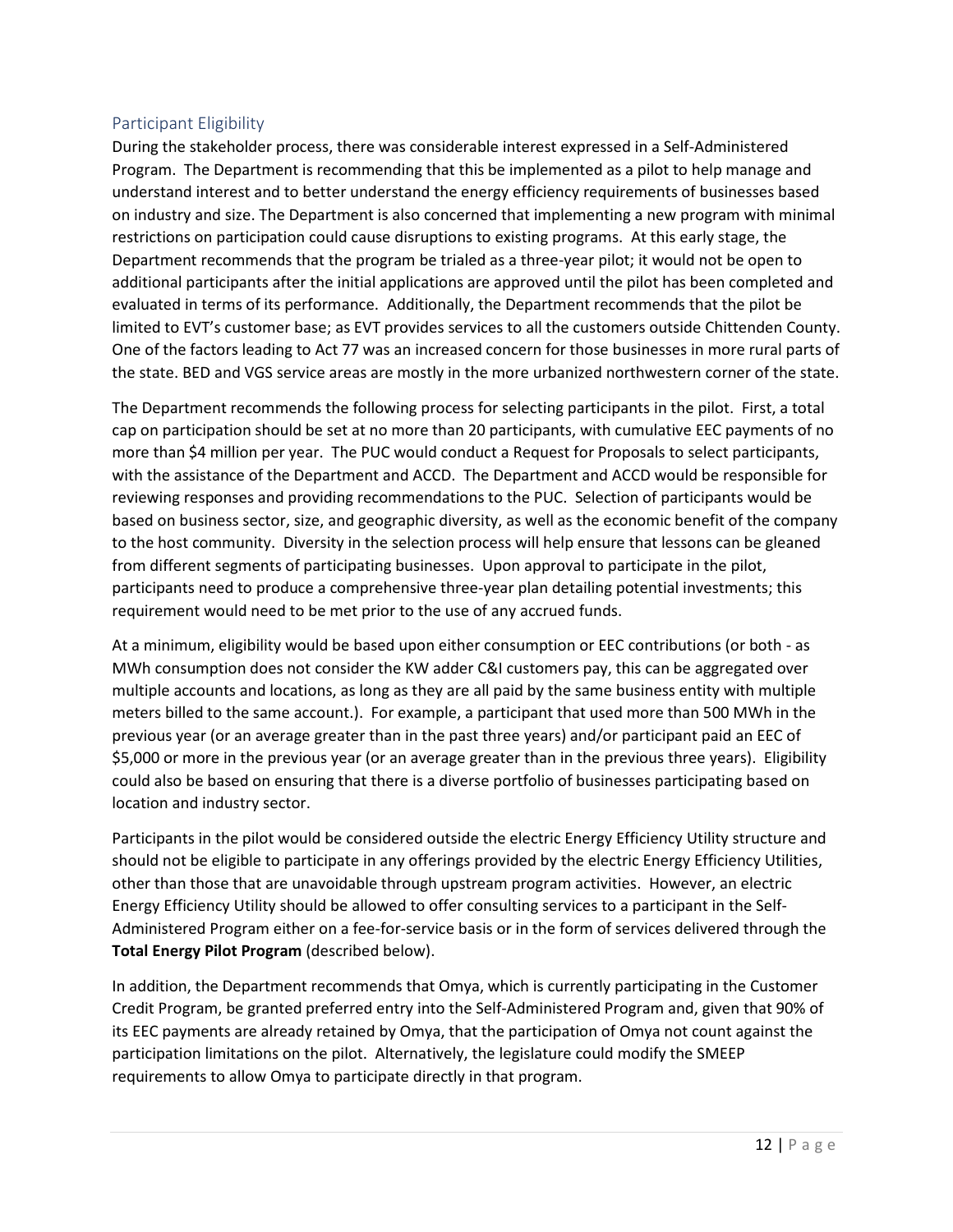## Participant Eligibility

During the stakeholder process, there was considerable interest expressed in a Self-Administered Program. The Department is recommending that this be implemented as a pilot to help manage and understand interest and to better understand the energy efficiency requirements of businesses based on industry and size. The Department is also concerned that implementing a new program with minimal restrictions on participation could cause disruptions to existing programs. At this early stage, the Department recommends that the program be trialed as a three-year pilot; it would not be open to additional participants after the initial applications are approved until the pilot has been completed and evaluated in terms of its performance. Additionally, the Department recommends that the pilot be limited to EVT's customer base; as EVT provides services to all the customers outside Chittenden County. One of the factors leading to Act 77 was an increased concern for those businesses in more rural parts of the state. BED and VGS service areas are mostly in the more urbanized northwestern corner of the state.

The Department recommends the following process for selecting participants in the pilot. First, a total cap on participation should be set at no more than 20 participants, with cumulative EEC payments of no more than $4 million per year. The PUC would conduct a Request for Proposals to select participants, with the assistance of the Department and ACCD. The Department and ACCD would be responsible for reviewing responses and providing recommendations to the PUC. Selection of participants would be based on business sector, size, and geographic diversity, as well as the economic benefit of the company to the host community. Diversity in the selection process will help ensure that lessons can be gleaned from different segments of participating businesses. Upon approval to participate in the pilot, participants need to produce a comprehensive three-year plan detailing potential investments; this requirement would need to be met prior to the use of any accrued funds.

At a minimum, eligibility would be based upon either consumption or EEC contributions (or both - as MWh consumption does not consider the KW adder C&I customers pay, this can be aggregated over multiple accounts and locations, as long as they are all paid by the same business entity with multiple meters billed to the same account.). For example, a participant that used more than 500 MWh in the previous year (or an average greater than in the past three years) and/or participant paid an EEC of $5,000 or more in the previous year (or an average greater than in the previous three years). Eligibility could also be based on ensuring that there is a diverse portfolio of businesses participating based on location and industry sector.

Participants in the pilot would be considered outside the electric Energy Efficiency Utility structure and should not be eligible to participate in any offerings provided by the electric Energy Efficiency Utilities, other than those that are unavoidable through upstream program activities. However, an electric Energy Efficiency Utility should be allowed to offer consulting services to a participant in the Self-Administered Program either on a fee-for-service basis or in the form of services delivered through the **Total Energy Pilot Program** (described below).

In addition, the Department recommends that Omya, which is currently participating in the Customer Credit Program, be granted preferred entry into the Self-Administered Program and, given that 90% of its EEC payments are already retained by Omya, that the participation of Omya not count against the participation limitations on the pilot. Alternatively, the legislature could modify the SMEEP requirements to allow Omya to participate directly in that program.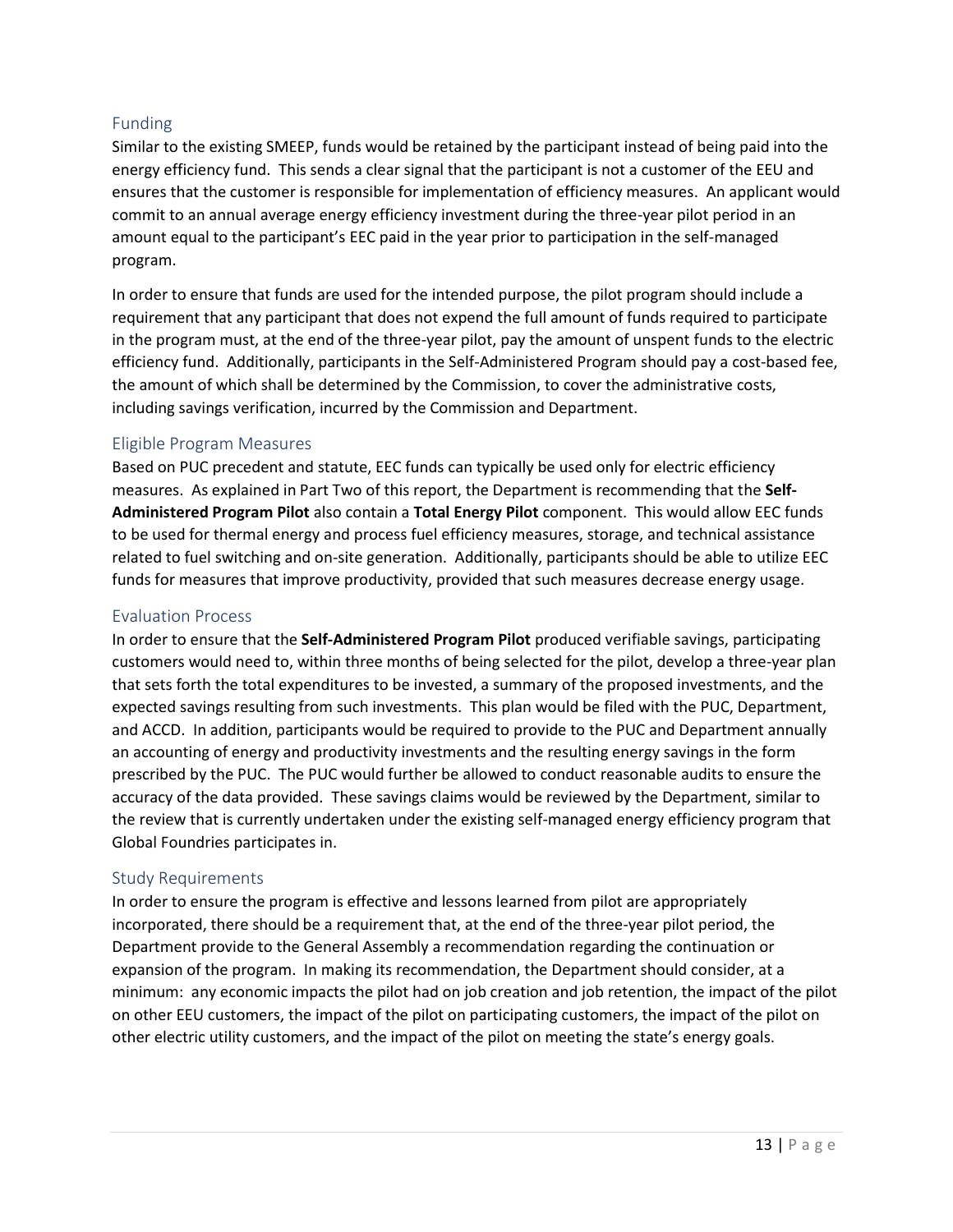### Funding

Similar to the existing SMEEP, funds would be retained by the participant instead of being paid into the energy efficiency fund. This sends a clear signal that the participant is not a customer of the EEU and ensures that the customer is responsible for implementation of efficiency measures. An applicant would commit to an annual average energy efficiency investment during the three-year pilot period in an amount equal to the participant's EEC paid in the year prior to participation in the self-managed program.

In order to ensure that funds are used for the intended purpose, the pilot program should include a requirement that any participant that does not expend the full amount of funds required to participate in the program must, at the end of the three-year pilot, pay the amount of unspent funds to the electric efficiency fund. Additionally, participants in the Self-Administered Program should pay a cost-based fee, the amount of which shall be determined by the Commission, to cover the administrative costs, including savings verification, incurred by the Commission and Department.

### Eligible Program Measures

Based on PUC precedent and statute, EEC funds can typically be used only for electric efficiency measures. As explained in Part Two of this report, the Department is recommending that the **Self-Administered Program Pilot** also contain a **Total Energy Pilot** component. This would allow EEC funds to be used for thermal energy and process fuel efficiency measures, storage, and technical assistance related to fuel switching and on-site generation. Additionally, participants should be able to utilize EEC funds for measures that improve productivity, provided that such measures decrease energy usage.

### Evaluation Process

In order to ensure that the **Self-Administered Program Pilot** produced verifiable savings, participating customers would need to, within three months of being selected for the pilot, develop a three-year plan that sets forth the total expenditures to be invested, a summary of the proposed investments, and the expected savings resulting from such investments. This plan would be filed with the PUC, Department, and ACCD. In addition, participants would be required to provide to the PUC and Department annually an accounting of energy and productivity investments and the resulting energy savings in the form prescribed by the PUC. The PUC would further be allowed to conduct reasonable audits to ensure the accuracy of the data provided. These savings claims would be reviewed by the Department, similar to the review that is currently undertaken under the existing self-managed energy efficiency program that Global Foundries participates in.

### Study Requirements

In order to ensure the program is effective and lessons learned from pilot are appropriately incorporated, there should be a requirement that, at the end of the three-year pilot period, the Department provide to the General Assembly a recommendation regarding the continuation or expansion of the program. In making its recommendation, the Department should consider, at a minimum: any economic impacts the pilot had on job creation and job retention, the impact of the pilot on other EEU customers, the impact of the pilot on participating customers, the impact of the pilot on other electric utility customers, and the impact of the pilot on meeting the state's energy goals.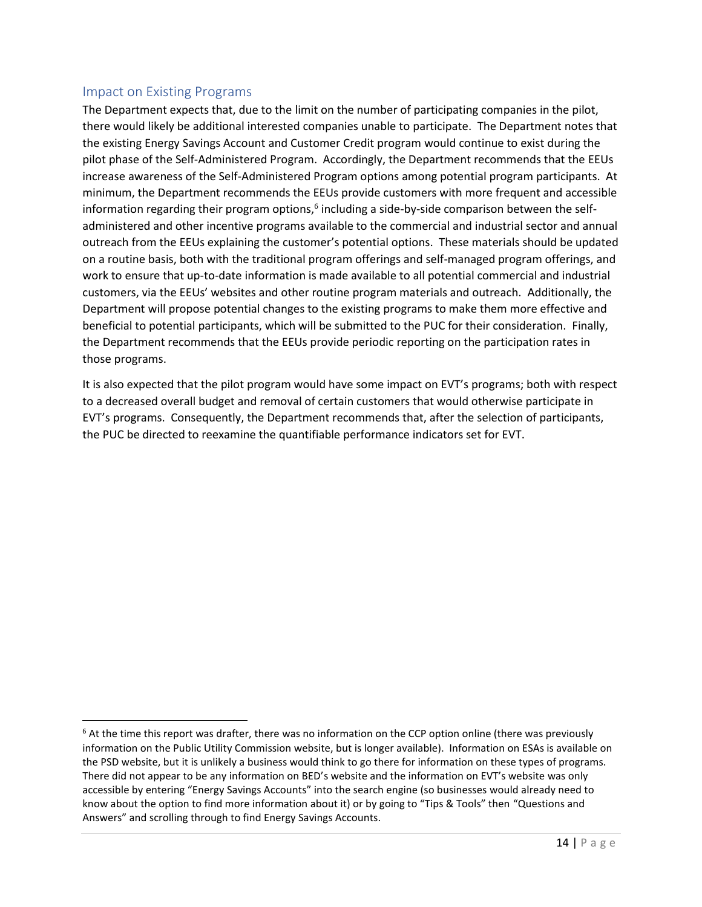## Impact on Existing Programs

The Department expects that, due to the limit on the number of participating companies in the pilot, there would likely be additional interested companies unable to participate. The Department notes that the existing Energy Savings Account and Customer Credit program would continue to exist during the pilot phase of the Self-Administered Program. Accordingly, the Department recommends that the EEUs increase awareness of the Self-Administered Program options among potential program participants. At minimum, the Department recommends the EEUs provide customers with more frequent and accessible information regarding their program options,[6] including a side-by-side comparison between the self-administered and other incentive programs available to the commercial and industrial sector and annual outreach from the EEUs explaining the customer's potential options. These materials should be updated on a routine basis, both with the traditional program offerings and self-managed program offerings, and work to ensure that up-to-date information is made available to all potential commercial and industrial customers, via the EEUs' websites and other routine program materials and outreach. Additionally, the Department will propose potential changes to the existing programs to make them more effective and beneficial to potential participants, which will be submitted to the PUC for their consideration. Finally, the Department recommends that the EEUs provide periodic reporting on the participation rates in those programs.

It is also expected that the pilot program would have some impact on EVT's programs; both with respect to a decreased overall budget and removal of certain customers that would otherwise participate in EVT's programs. Consequently, the Department recommends that, after the selection of participants, the PUC be directed to reexamine the quantifiable performance indicators set for EVT.

[6] At the time this report was drafter, there was no information on the CCP option online (there was previously information on the Public Utility Commission website, but is longer available). Information on ESAs is available on the PSD website, but it is unlikely a business would think to go there for information on these types of programs. There did not appear to be any information on BED's website and the information on EVT's website was only accessible by entering "Energy Savings Accounts" into the search engine (so businesses would already need to know about the option to find more information about it) or by going to "Tips & Tools" then "Questions and Answers" and scrolling through to find Energy Savings Accounts.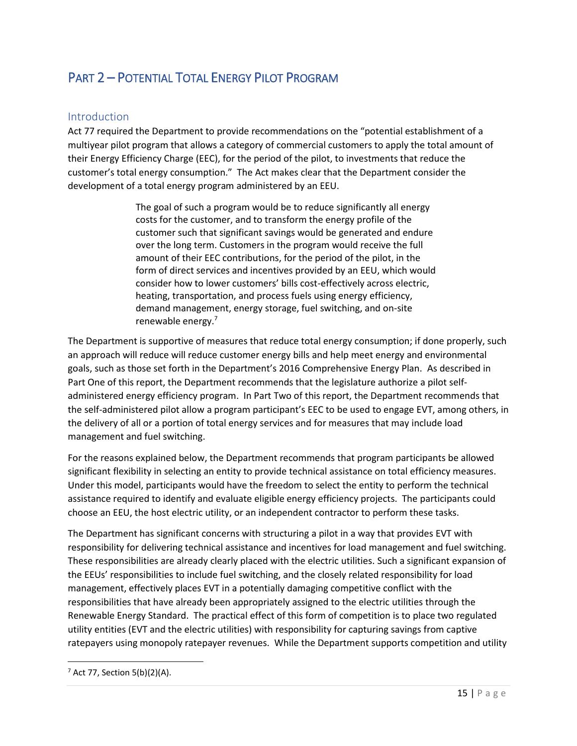# PART 2 – POTENTIAL TOTAL ENERGY PILOT PROGRAM

## Introduction

Act 77 required the Department to provide recommendations on the "potential establishment of a multiyear pilot program that allows a category of commercial customers to apply the total amount of their Energy Efficiency Charge (EEC), for the period of the pilot, to investments that reduce the customer's total energy consumption." The Act makes clear that the Department consider the development of a total energy program administered by an EEU.

> The goal of such a program would be to reduce significantly all energy costs for the customer, and to transform the energy profile of the customer such that significant savings would be generated and endure over the long term. Customers in the program would receive the full amount of their EEC contributions, for the period of the pilot, in the form of direct services and incentives provided by an EEU, which would consider how to lower customers' bills cost-effectively across electric, heating, transportation, and process fuels using energy efficiency, demand management, energy storage, fuel switching, and on-site renewable energy.[7]

The Department is supportive of measures that reduce total energy consumption; if done properly, such an approach will reduce will reduce customer energy bills and help meet energy and environmental goals, such as those set forth in the Department's 2016 Comprehensive Energy Plan. As described in Part One of this report, the Department recommends that the legislature authorize a pilot self-administered energy efficiency program. In Part Two of this report, the Department recommends that the self-administered pilot allow a program participant's EEC to be used to engage EVT, among others, in the delivery of all or a portion of total energy services and for measures that may include load management and fuel switching.

For the reasons explained below, the Department recommends that program participants be allowed significant flexibility in selecting an entity to provide technical assistance on total efficiency measures. Under this model, participants would have the freedom to select the entity to perform the technical assistance required to identify and evaluate eligible energy efficiency projects. The participants could choose an EEU, the host electric utility, or an independent contractor to perform these tasks.

The Department has significant concerns with structuring a pilot in a way that provides EVT with responsibility for delivering technical assistance and incentives for load management and fuel switching. These responsibilities are already clearly placed with the electric utilities. Such a significant expansion of the EEUs' responsibilities to include fuel switching, and the closely related responsibility for load management, effectively places EVT in a potentially damaging competitive conflict with the responsibilities that have already been appropriately assigned to the electric utilities through the Renewable Energy Standard. The practical effect of this form of competition is to place two regulated utility entities (EVT and the electric utilities) with responsibility for capturing savings from captive ratepayers using monopoly ratepayer revenues. While the Department supports competition and utility

[7] Act 77, Section 5(b)(2)(A).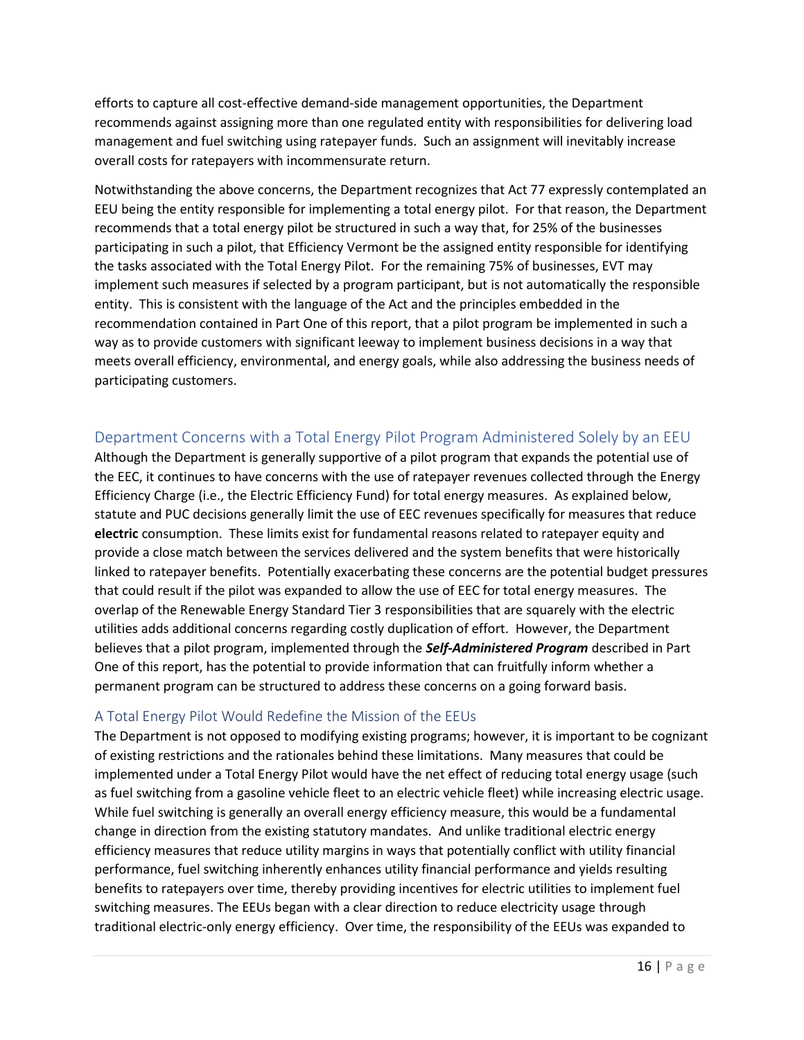efforts to capture all cost-effective demand-side management opportunities, the Department recommends against assigning more than one regulated entity with responsibilities for delivering load management and fuel switching using ratepayer funds. Such an assignment will inevitably increase overall costs for ratepayers with incommensurate return.

Notwithstanding the above concerns, the Department recognizes that Act 77 expressly contemplated an EEU being the entity responsible for implementing a total energy pilot. For that reason, the Department recommends that a total energy pilot be structured in such a way that, for 25% of the businesses participating in such a pilot, that Efficiency Vermont be the assigned entity responsible for identifying the tasks associated with the Total Energy Pilot. For the remaining 75% of businesses, EVT may implement such measures if selected by a program participant, but is not automatically the responsible entity. This is consistent with the language of the Act and the principles embedded in the recommendation contained in Part One of this report, that a pilot program be implemented in such a way as to provide customers with significant leeway to implement business decisions in a way that meets overall efficiency, environmental, and energy goals, while also addressing the business needs of participating customers.

## Department Concerns with a Total Energy Pilot Program Administered Solely by an EEU

Although the Department is generally supportive of a pilot program that expands the potential use of the EEC, it continues to have concerns with the use of ratepayer revenues collected through the Energy Efficiency Charge (i.e., the Electric Efficiency Fund) for total energy measures. As explained below, statute and PUC decisions generally limit the use of EEC revenues specifically for measures that reduce **electric** consumption. These limits exist for fundamental reasons related to ratepayer equity and provide a close match between the services delivered and the system benefits that were historically linked to ratepayer benefits. Potentially exacerbating these concerns are the potential budget pressures that could result if the pilot was expanded to allow the use of EEC for total energy measures. The overlap of the Renewable Energy Standard Tier 3 responsibilities that are squarely with the electric utilities adds additional concerns regarding costly duplication of effort. However, the Department believes that a pilot program, implemented through the ***Self-Administered Program*** described in Part One of this report, has the potential to provide information that can fruitfully inform whether a permanent program can be structured to address these concerns on a going forward basis.

### A Total Energy Pilot Would Redefine the Mission of the EEUs

The Department is not opposed to modifying existing programs; however, it is important to be cognizant of existing restrictions and the rationales behind these limitations. Many measures that could be implemented under a Total Energy Pilot would have the net effect of reducing total energy usage (such as fuel switching from a gasoline vehicle fleet to an electric vehicle fleet) while increasing electric usage. While fuel switching is generally an overall energy efficiency measure, this would be a fundamental change in direction from the existing statutory mandates. And unlike traditional electric energy efficiency measures that reduce utility margins in ways that potentially conflict with utility financial performance, fuel switching inherently enhances utility financial performance and yields resulting benefits to ratepayers over time, thereby providing incentives for electric utilities to implement fuel switching measures. The EEUs began with a clear direction to reduce electricity usage through traditional electric-only energy efficiency. Over time, the responsibility of the EEUs was expanded to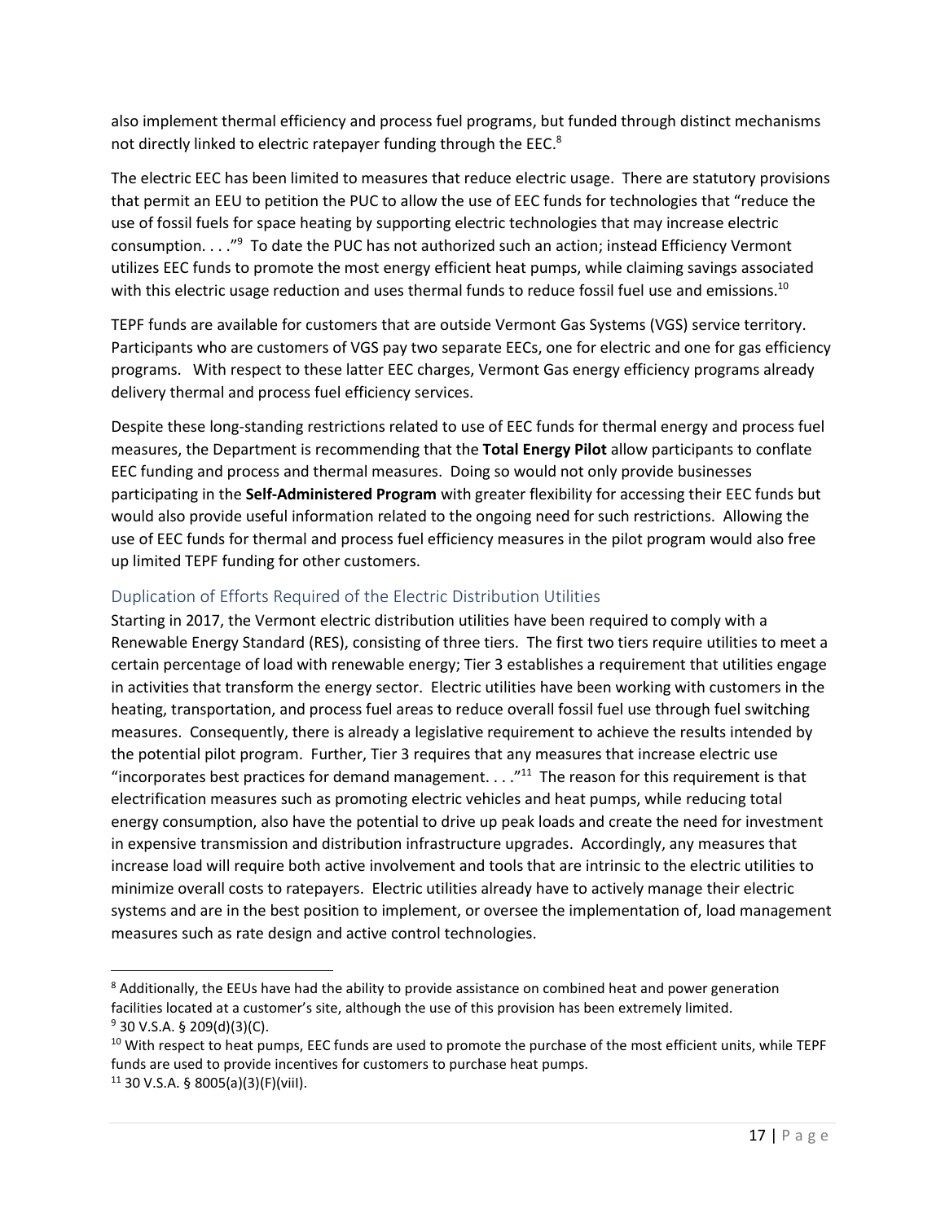also implement thermal efficiency and process fuel programs, but funded through distinct mechanisms not directly linked to electric ratepayer funding through the EEC.[8]

The electric EEC has been limited to measures that reduce electric usage. There are statutory provisions that permit an EEU to petition the PUC to allow the use of EEC funds for technologies that "reduce the use of fossil fuels for space heating by supporting electric technologies that may increase electric consumption. . . ."[9] To date the PUC has not authorized such an action; instead Efficiency Vermont utilizes EEC funds to promote the most energy efficient heat pumps, while claiming savings associated with this electric usage reduction and uses thermal funds to reduce fossil fuel use and emissions.[10]

TEPF funds are available for customers that are outside Vermont Gas Systems (VGS) service territory. Participants who are customers of VGS pay two separate EECs, one for electric and one for gas efficiency programs. With respect to these latter EEC charges, Vermont Gas energy efficiency programs already delivery thermal and process fuel efficiency services.

Despite these long-standing restrictions related to use of EEC funds for thermal energy and process fuel measures, the Department is recommending that the **Total Energy Pilot** allow participants to conflate EEC funding and process and thermal measures. Doing so would not only provide businesses participating in the **Self-Administered Program** with greater flexibility for accessing their EEC funds but would also provide useful information related to the ongoing need for such restrictions. Allowing the use of EEC funds for thermal and process fuel efficiency measures in the pilot program would also free up limited TEPF funding for other customers.

## Duplication of Efforts Required of the Electric Distribution Utilities

Starting in 2017, the Vermont electric distribution utilities have been required to comply with a Renewable Energy Standard (RES), consisting of three tiers. The first two tiers require utilities to meet a certain percentage of load with renewable energy; Tier 3 establishes a requirement that utilities engage in activities that transform the energy sector. Electric utilities have been working with customers in the heating, transportation, and process fuel areas to reduce overall fossil fuel use through fuel switching measures. Consequently, there is already a legislative requirement to achieve the results intended by the potential pilot program. Further, Tier 3 requires that any measures that increase electric use "incorporates best practices for demand management. . . ."[11] The reason for this requirement is that electrification measures such as promoting electric vehicles and heat pumps, while reducing total energy consumption, also have the potential to drive up peak loads and create the need for investment in expensive transmission and distribution infrastructure upgrades. Accordingly, any measures that increase load will require both active involvement and tools that are intrinsic to the electric utilities to minimize overall costs to ratepayers. Electric utilities already have to actively manage their electric systems and are in the best position to implement, or oversee the implementation of, load management measures such as rate design and active control technologies.

---

[8] Additionally, the EEUs have had the ability to provide assistance on combined heat and power generation facilities located at a customer's site, although the use of this provision has been extremely limited.

[9] 30 V.S.A. § 209(d)(3)(C).

[10] With respect to heat pumps, EEC funds are used to promote the purchase of the most efficient units, while TEPF funds are used to provide incentives for customers to purchase heat pumps.

[11] 30 V.S.A. § 8005(a)(3)(F)(viiI).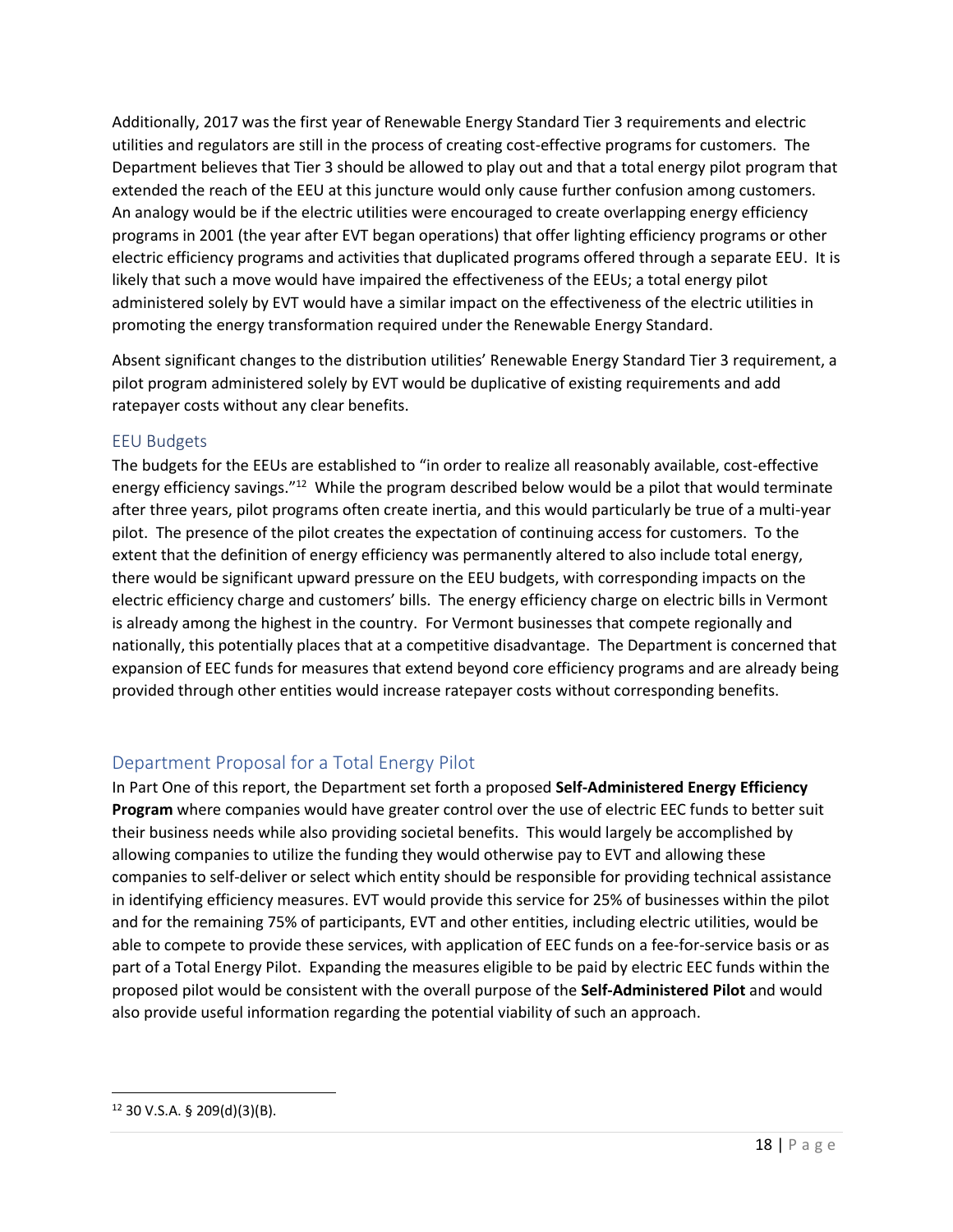Additionally, 2017 was the first year of Renewable Energy Standard Tier 3 requirements and electric utilities and regulators are still in the process of creating cost-effective programs for customers. The Department believes that Tier 3 should be allowed to play out and that a total energy pilot program that extended the reach of the EEU at this juncture would only cause further confusion among customers. An analogy would be if the electric utilities were encouraged to create overlapping energy efficiency programs in 2001 (the year after EVT began operations) that offer lighting efficiency programs or other electric efficiency programs and activities that duplicated programs offered through a separate EEU. It is likely that such a move would have impaired the effectiveness of the EEUs; a total energy pilot administered solely by EVT would have a similar impact on the effectiveness of the electric utilities in promoting the energy transformation required under the Renewable Energy Standard.

Absent significant changes to the distribution utilities' Renewable Energy Standard Tier 3 requirement, a pilot program administered solely by EVT would be duplicative of existing requirements and add ratepayer costs without any clear benefits.

### EEU Budgets

The budgets for the EEUs are established to "in order to realize all reasonably available, cost-effective energy efficiency savings."[12] While the program described below would be a pilot that would terminate after three years, pilot programs often create inertia, and this would particularly be true of a multi-year pilot. The presence of the pilot creates the expectation of continuing access for customers. To the extent that the definition of energy efficiency was permanently altered to also include total energy, there would be significant upward pressure on the EEU budgets, with corresponding impacts on the electric efficiency charge and customers' bills. The energy efficiency charge on electric bills in Vermont is already among the highest in the country. For Vermont businesses that compete regionally and nationally, this potentially places that at a competitive disadvantage. The Department is concerned that expansion of EEC funds for measures that extend beyond core efficiency programs and are already being provided through other entities would increase ratepayer costs without corresponding benefits.

## Department Proposal for a Total Energy Pilot

In Part One of this report, the Department set forth a proposed **Self-Administered Energy Efficiency Program** where companies would have greater control over the use of electric EEC funds to better suit their business needs while also providing societal benefits. This would largely be accomplished by allowing companies to utilize the funding they would otherwise pay to EVT and allowing these companies to self-deliver or select which entity should be responsible for providing technical assistance in identifying efficiency measures. EVT would provide this service for 25% of businesses within the pilot and for the remaining 75% of participants, EVT and other entities, including electric utilities, would be able to compete to provide these services, with application of EEC funds on a fee-for-service basis or as part of a Total Energy Pilot. Expanding the measures eligible to be paid by electric EEC funds within the proposed pilot would be consistent with the overall purpose of the **Self-Administered Pilot** and would also provide useful information regarding the potential viability of such an approach.

---

[12] 30 V.S.A. § 209(d)(3)(B).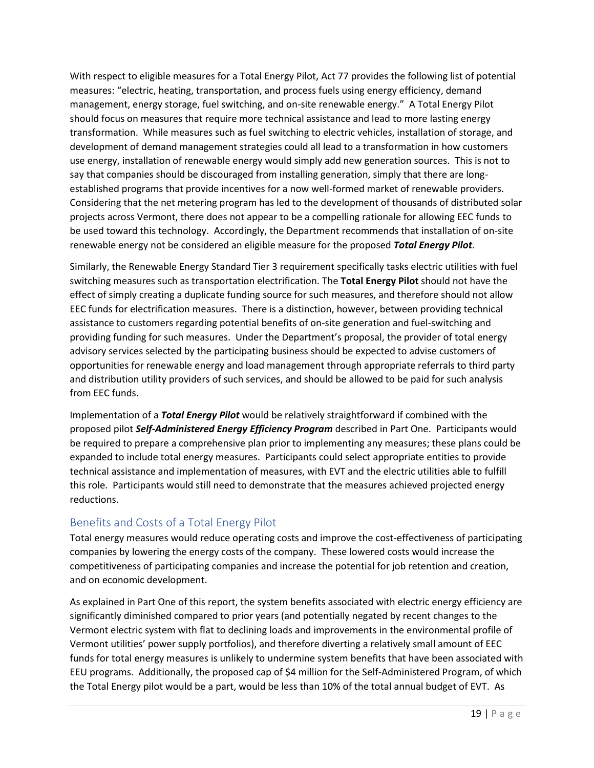With respect to eligible measures for a Total Energy Pilot, Act 77 provides the following list of potential measures: "electric, heating, transportation, and process fuels using energy efficiency, demand management, energy storage, fuel switching, and on-site renewable energy." A Total Energy Pilot should focus on measures that require more technical assistance and lead to more lasting energy transformation. While measures such as fuel switching to electric vehicles, installation of storage, and development of demand management strategies could all lead to a transformation in how customers use energy, installation of renewable energy would simply add new generation sources. This is not to say that companies should be discouraged from installing generation, simply that there are long-established programs that provide incentives for a now well-formed market of renewable providers. Considering that the net metering program has led to the development of thousands of distributed solar projects across Vermont, there does not appear to be a compelling rationale for allowing EEC funds to be used toward this technology. Accordingly, the Department recommends that installation of on-site renewable energy not be considered an eligible measure for the proposed ***Total Energy Pilot***.

Similarly, the Renewable Energy Standard Tier 3 requirement specifically tasks electric utilities with fuel switching measures such as transportation electrification. The **Total Energy Pilot** should not have the effect of simply creating a duplicate funding source for such measures, and therefore should not allow EEC funds for electrification measures. There is a distinction, however, between providing technical assistance to customers regarding potential benefits of on-site generation and fuel-switching and providing funding for such measures. Under the Department's proposal, the provider of total energy advisory services selected by the participating business should be expected to advise customers of opportunities for renewable energy and load management through appropriate referrals to third party and distribution utility providers of such services, and should be allowed to be paid for such analysis from EEC funds.

Implementation of a ***Total Energy Pilot*** would be relatively straightforward if combined with the proposed pilot ***Self-Administered Energy Efficiency Program*** described in Part One. Participants would be required to prepare a comprehensive plan prior to implementing any measures; these plans could be expanded to include total energy measures. Participants could select appropriate entities to provide technical assistance and implementation of measures, with EVT and the electric utilities able to fulfill this role. Participants would still need to demonstrate that the measures achieved projected energy reductions.

## Benefits and Costs of a Total Energy Pilot

Total energy measures would reduce operating costs and improve the cost-effectiveness of participating companies by lowering the energy costs of the company. These lowered costs would increase the competitiveness of participating companies and increase the potential for job retention and creation, and on economic development.

As explained in Part One of this report, the system benefits associated with electric energy efficiency are significantly diminished compared to prior years (and potentially negated by recent changes to the Vermont electric system with flat to declining loads and improvements in the environmental profile of Vermont utilities' power supply portfolios), and therefore diverting a relatively small amount of EEC funds for total energy measures is unlikely to undermine system benefits that have been associated with EEU programs. Additionally, the proposed cap of $4 million for the Self-Administered Program, of which the Total Energy pilot would be a part, would be less than 10% of the total annual budget of EVT. As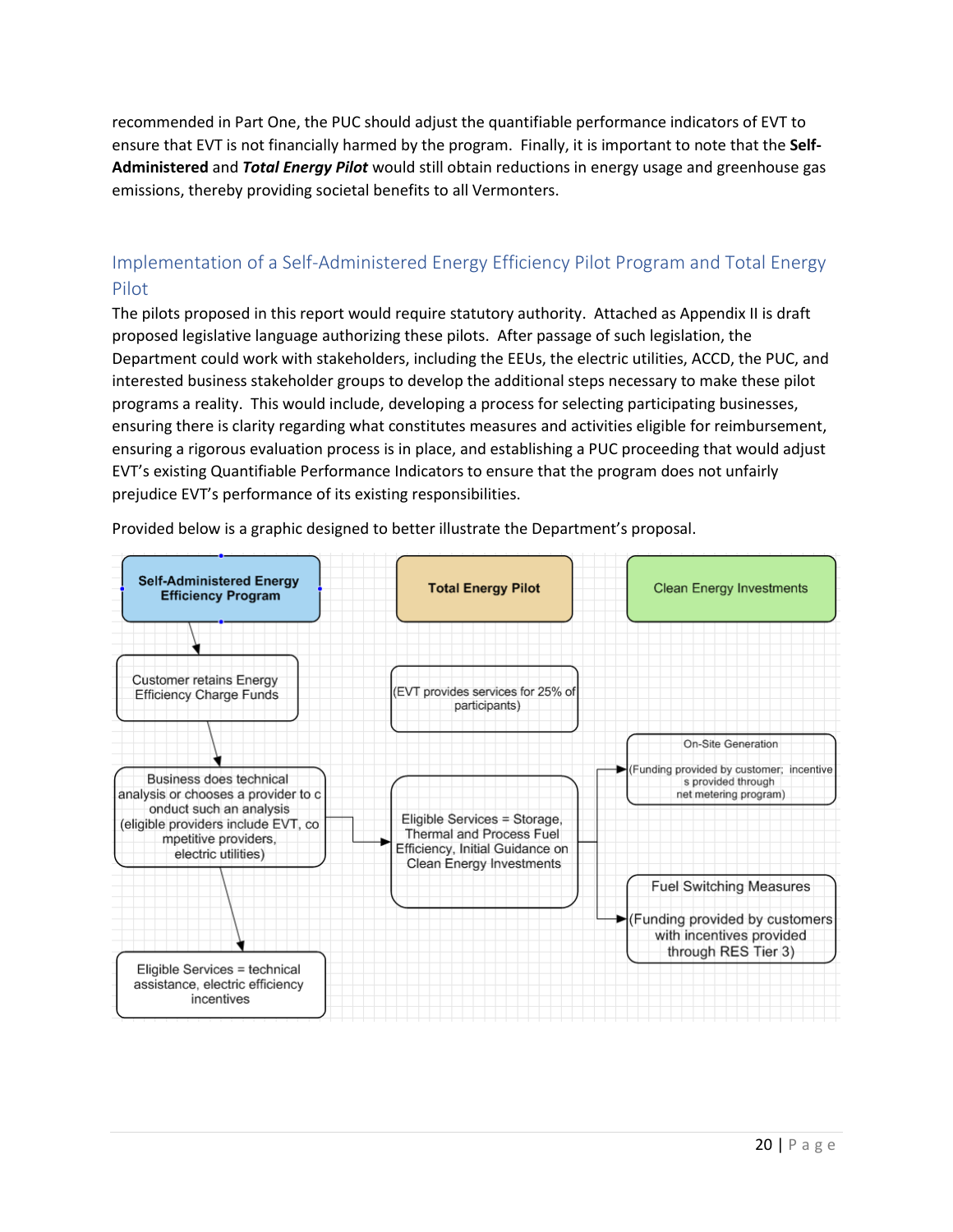recommended in Part One, the PUC should adjust the quantifiable performance indicators of EVT to ensure that EVT is not financially harmed by the program. Finally, it is important to note that the **Self-Administered** and ***Total Energy Pilot*** would still obtain reductions in energy usage and greenhouse gas emissions, thereby providing societal benefits to all Vermonters.

## Implementation of a Self-Administered Energy Efficiency Pilot Program and Total Energy Pilot

The pilots proposed in this report would require statutory authority. Attached as Appendix II is draft proposed legislative language authorizing these pilots. After passage of such legislation, the Department could work with stakeholders, including the EEUs, the electric utilities, ACCD, the PUC, and interested business stakeholder groups to develop the additional steps necessary to make these pilot programs a reality. This would include, developing a process for selecting participating businesses, ensuring there is clarity regarding what constitutes measures and activities eligible for reimbursement, ensuring a rigorous evaluation process is in place, and establishing a PUC proceeding that would adjust EVT's existing Quantifiable Performance Indicators to ensure that the program does not unfairly prejudice EVT's performance of its existing responsibilities.

Provided below is a graphic designed to better illustrate the Department's proposal.

**Self-Administered Energy Efficiency Program**

- Customer retains Energy Efficiency Charge Funds
- Business does technical analysis or chooses a provider to conduct such an analysis (eligible providers include EVT, competitive providers, electric utilities)
- Eligible Services = technical assistance, electric efficiency incentives

**Total Energy Pilot**

- (EVT provides services for 25% of participants)
- Eligible Services = Storage, Thermal and Process Fuel Efficiency, Initial Guidance on Clean Energy Investments

**Clean Energy Investments**

- On-Site Generation (Funding provided by customer; incentives provided through net metering program)
- Fuel Switching Measures (Funding provided by customers with incentives provided through RES Tier 3)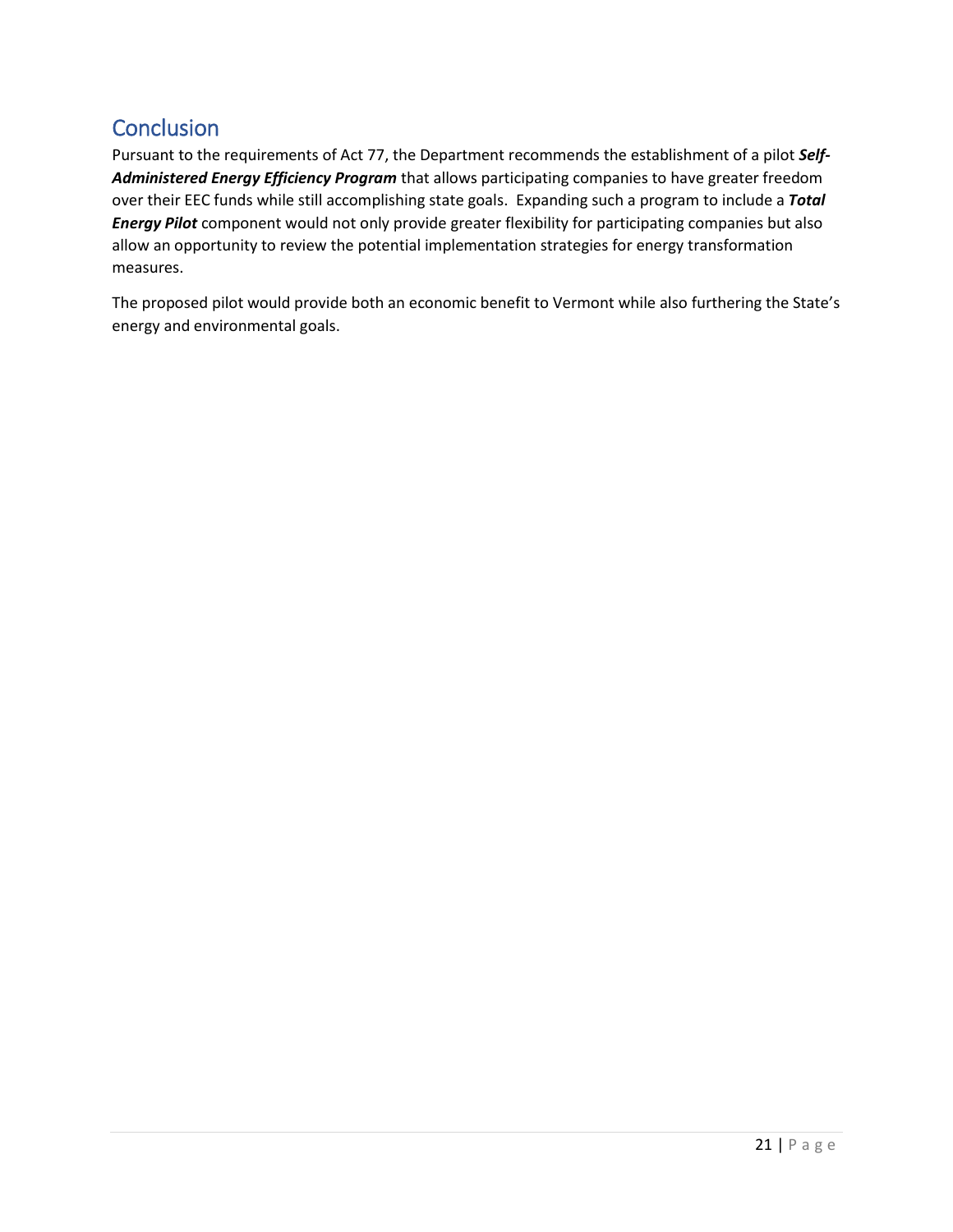## Conclusion

Pursuant to the requirements of Act 77, the Department recommends the establishment of a pilot ***Self-Administered Energy Efficiency Program*** that allows participating companies to have greater freedom over their EEC funds while still accomplishing state goals. Expanding such a program to include a ***Total Energy Pilot*** component would not only provide greater flexibility for participating companies but also allow an opportunity to review the potential implementation strategies for energy transformation measures.

The proposed pilot would provide both an economic benefit to Vermont while also furthering the State's energy and environmental goals.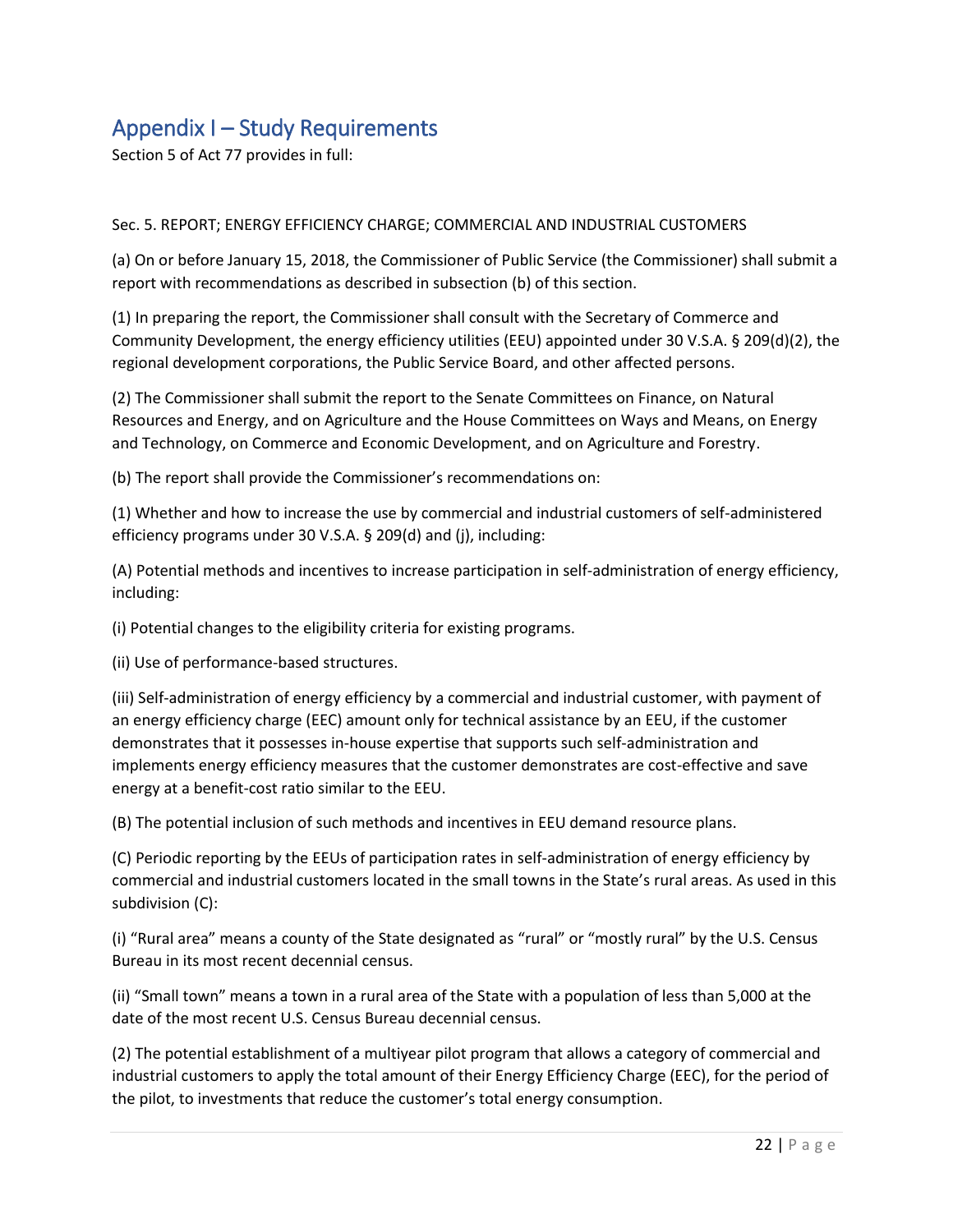## Appendix I – Study Requirements

Section 5 of Act 77 provides in full:

Sec. 5. REPORT; ENERGY EFFICIENCY CHARGE; COMMERCIAL AND INDUSTRIAL CUSTOMERS

(a) On or before January 15, 2018, the Commissioner of Public Service (the Commissioner) shall submit a report with recommendations as described in subsection (b) of this section.

(1) In preparing the report, the Commissioner shall consult with the Secretary of Commerce and Community Development, the energy efficiency utilities (EEU) appointed under 30 V.S.A. § 209(d)(2), the regional development corporations, the Public Service Board, and other affected persons.

(2) The Commissioner shall submit the report to the Senate Committees on Finance, on Natural Resources and Energy, and on Agriculture and the House Committees on Ways and Means, on Energy and Technology, on Commerce and Economic Development, and on Agriculture and Forestry.

(b) The report shall provide the Commissioner's recommendations on:

(1) Whether and how to increase the use by commercial and industrial customers of self-administered efficiency programs under 30 V.S.A. § 209(d) and (j), including:

(A) Potential methods and incentives to increase participation in self-administration of energy efficiency, including:

(i) Potential changes to the eligibility criteria for existing programs.

(ii) Use of performance-based structures.

(iii) Self-administration of energy efficiency by a commercial and industrial customer, with payment of an energy efficiency charge (EEC) amount only for technical assistance by an EEU, if the customer demonstrates that it possesses in-house expertise that supports such self-administration and implements energy efficiency measures that the customer demonstrates are cost-effective and save energy at a benefit-cost ratio similar to the EEU.

(B) The potential inclusion of such methods and incentives in EEU demand resource plans.

(C) Periodic reporting by the EEUs of participation rates in self-administration of energy efficiency by commercial and industrial customers located in the small towns in the State's rural areas. As used in this subdivision (C):

(i) "Rural area" means a county of the State designated as "rural" or "mostly rural" by the U.S. Census Bureau in its most recent decennial census.

(ii) "Small town" means a town in a rural area of the State with a population of less than 5,000 at the date of the most recent U.S. Census Bureau decennial census.

(2) The potential establishment of a multiyear pilot program that allows a category of commercial and industrial customers to apply the total amount of their Energy Efficiency Charge (EEC), for the period of the pilot, to investments that reduce the customer's total energy consumption.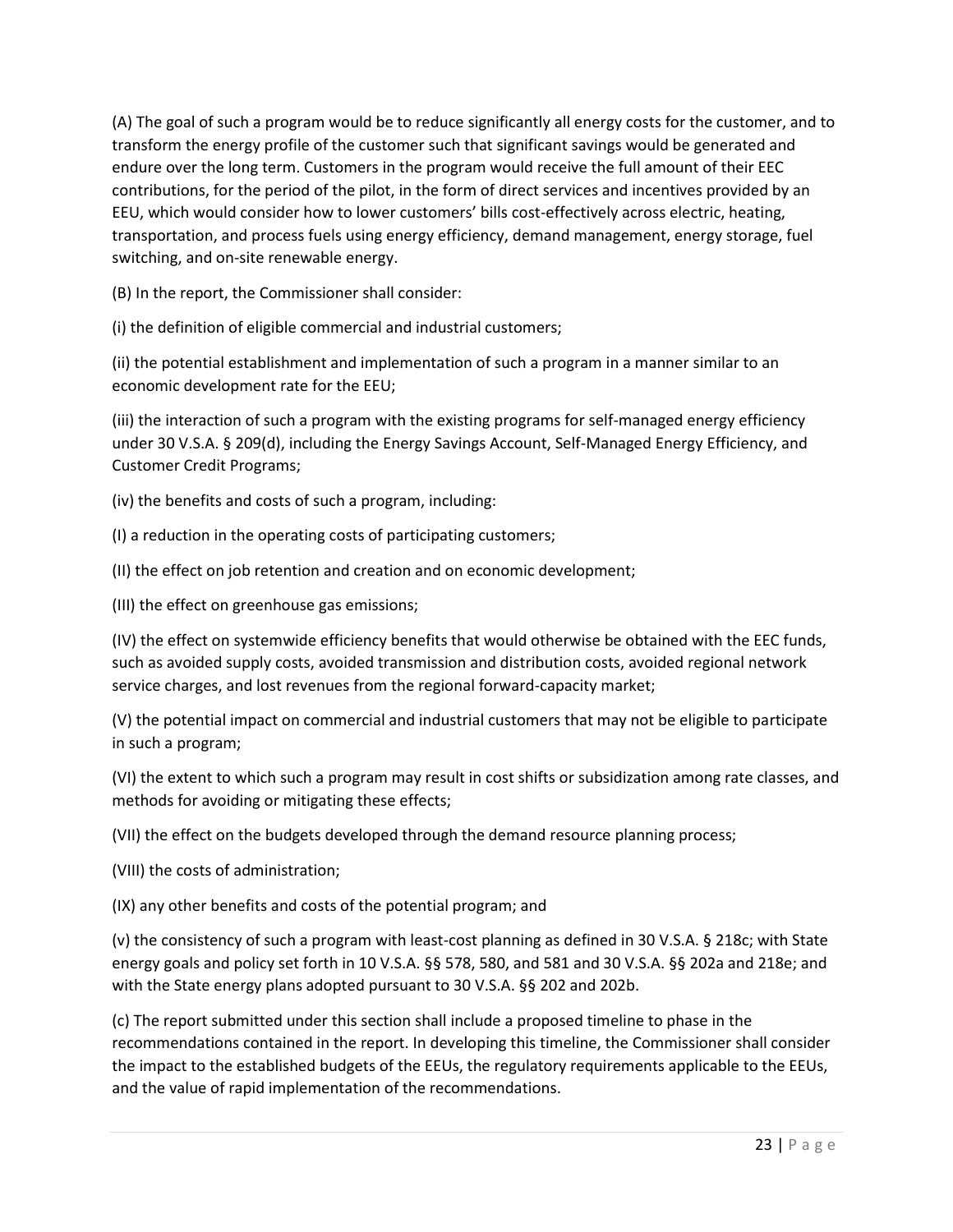(A) The goal of such a program would be to reduce significantly all energy costs for the customer, and to transform the energy profile of the customer such that significant savings would be generated and endure over the long term. Customers in the program would receive the full amount of their EEC contributions, for the period of the pilot, in the form of direct services and incentives provided by an EEU, which would consider how to lower customers' bills cost-effectively across electric, heating, transportation, and process fuels using energy efficiency, demand management, energy storage, fuel switching, and on-site renewable energy.

(B) In the report, the Commissioner shall consider:

(i) the definition of eligible commercial and industrial customers;

(ii) the potential establishment and implementation of such a program in a manner similar to an economic development rate for the EEU;

(iii) the interaction of such a program with the existing programs for self-managed energy efficiency under 30 V.S.A. § 209(d), including the Energy Savings Account, Self-Managed Energy Efficiency, and Customer Credit Programs;

(iv) the benefits and costs of such a program, including:

(I) a reduction in the operating costs of participating customers;

(II) the effect on job retention and creation and on economic development;

(III) the effect on greenhouse gas emissions;

(IV) the effect on systemwide efficiency benefits that would otherwise be obtained with the EEC funds, such as avoided supply costs, avoided transmission and distribution costs, avoided regional network service charges, and lost revenues from the regional forward-capacity market;

(V) the potential impact on commercial and industrial customers that may not be eligible to participate in such a program;

(VI) the extent to which such a program may result in cost shifts or subsidization among rate classes, and methods for avoiding or mitigating these effects;

(VII) the effect on the budgets developed through the demand resource planning process;

(VIII) the costs of administration;

(IX) any other benefits and costs of the potential program; and

(v) the consistency of such a program with least-cost planning as defined in 30 V.S.A. § 218c; with State energy goals and policy set forth in 10 V.S.A. §§ 578, 580, and 581 and 30 V.S.A. §§ 202a and 218e; and with the State energy plans adopted pursuant to 30 V.S.A. §§ 202 and 202b.

(c) The report submitted under this section shall include a proposed timeline to phase in the recommendations contained in the report. In developing this timeline, the Commissioner shall consider the impact to the established budgets of the EEUs, the regulatory requirements applicable to the EEUs, and the value of rapid implementation of the recommendations.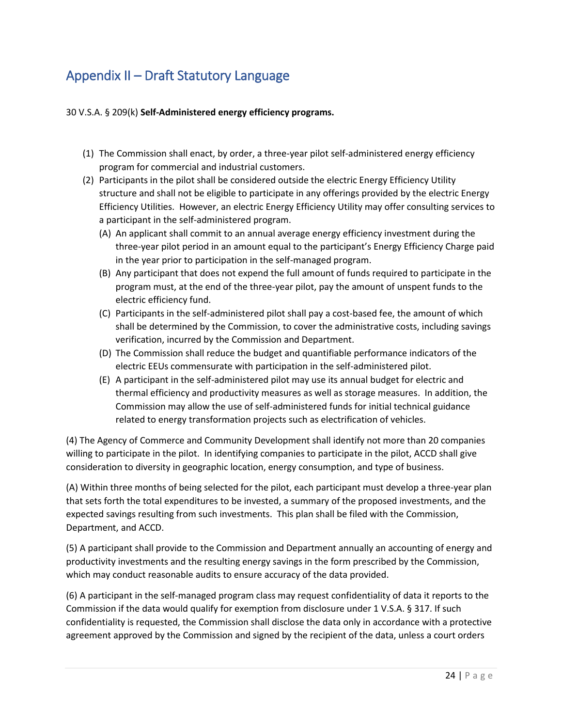# Appendix II – Draft Statutory Language

30 V.S.A. § 209(k) **Self-Administered energy efficiency programs.**

(1) The Commission shall enact, by order, a three-year pilot self-administered energy efficiency program for commercial and industrial customers.

(2) Participants in the pilot shall be considered outside the electric Energy Efficiency Utility structure and shall not be eligible to participate in any offerings provided by the electric Energy Efficiency Utilities. However, an electric Energy Efficiency Utility may offer consulting services to a participant in the self-administered program.

  (A) An applicant shall commit to an annual average energy efficiency investment during the three-year pilot period in an amount equal to the participant's Energy Efficiency Charge paid in the year prior to participation in the self-managed program.

  (B) Any participant that does not expend the full amount of funds required to participate in the program must, at the end of the three-year pilot, pay the amount of unspent funds to the electric efficiency fund.

  (C) Participants in the self-administered pilot shall pay a cost-based fee, the amount of which shall be determined by the Commission, to cover the administrative costs, including savings verification, incurred by the Commission and Department.

  (D) The Commission shall reduce the budget and quantifiable performance indicators of the electric EEUs commensurate with participation in the self-administered pilot.

  (E) A participant in the self-administered pilot may use its annual budget for electric and thermal efficiency and productivity measures as well as storage measures. In addition, the Commission may allow the use of self-administered funds for initial technical guidance related to energy transformation projects such as electrification of vehicles.

(4) The Agency of Commerce and Community Development shall identify not more than 20 companies willing to participate in the pilot. In identifying companies to participate in the pilot, ACCD shall give consideration to diversity in geographic location, energy consumption, and type of business.

(A) Within three months of being selected for the pilot, each participant must develop a three-year plan that sets forth the total expenditures to be invested, a summary of the proposed investments, and the expected savings resulting from such investments. This plan shall be filed with the Commission, Department, and ACCD.

(5) A participant shall provide to the Commission and Department annually an accounting of energy and productivity investments and the resulting energy savings in the form prescribed by the Commission, which may conduct reasonable audits to ensure accuracy of the data provided.

(6) A participant in the self-managed program class may request confidentiality of data it reports to the Commission if the data would qualify for exemption from disclosure under 1 V.S.A. § 317. If such confidentiality is requested, the Commission shall disclose the data only in accordance with a protective agreement approved by the Commission and signed by the recipient of the data, unless a court orders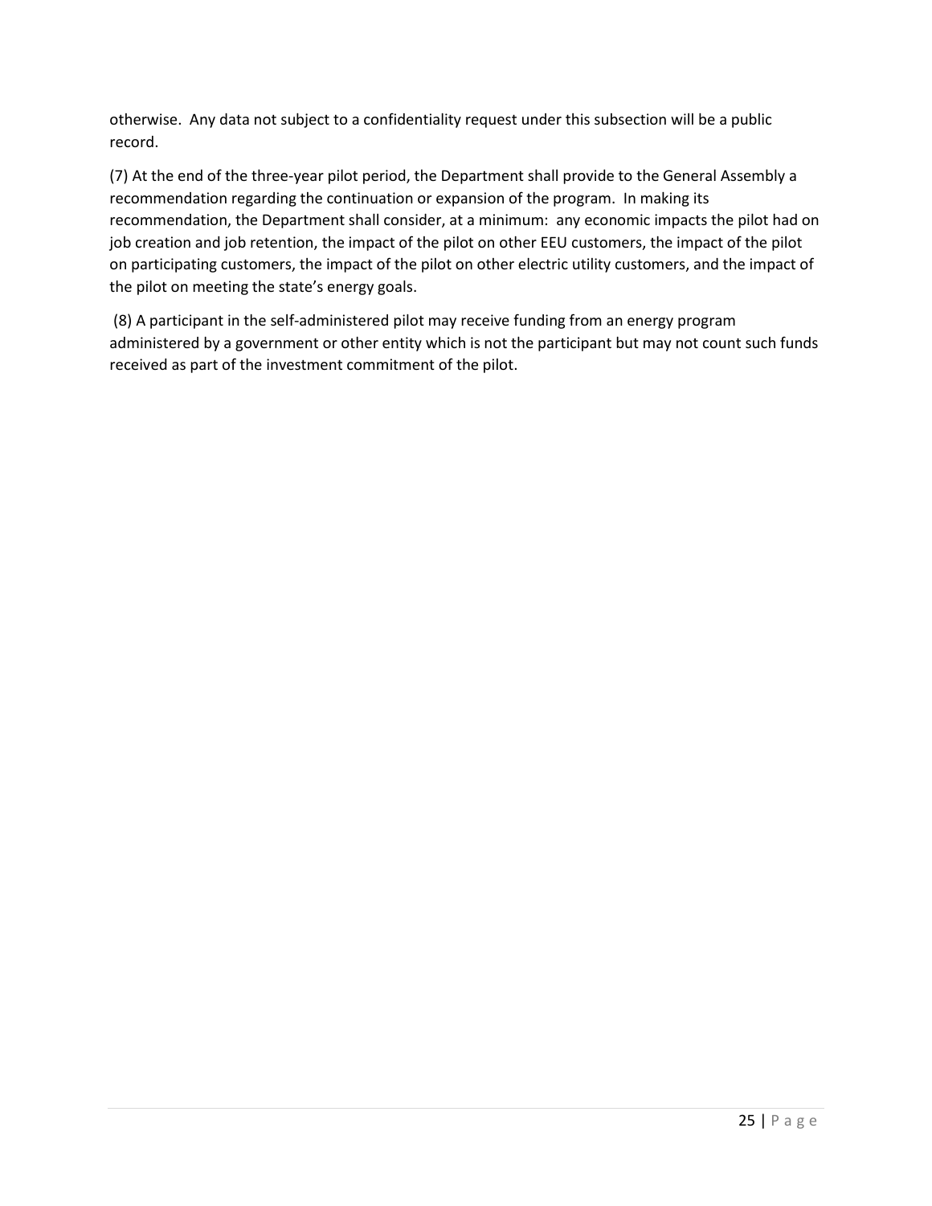otherwise. Any data not subject to a confidentiality request under this subsection will be a public record.

(7) At the end of the three-year pilot period, the Department shall provide to the General Assembly a recommendation regarding the continuation or expansion of the program. In making its recommendation, the Department shall consider, at a minimum: any economic impacts the pilot had on job creation and job retention, the impact of the pilot on other EEU customers, the impact of the pilot on participating customers, the impact of the pilot on other electric utility customers, and the impact of the pilot on meeting the state's energy goals.

(8) A participant in the self-administered pilot may receive funding from an energy program administered by a government or other entity which is not the participant but may not count such funds received as part of the investment commitment of the pilot.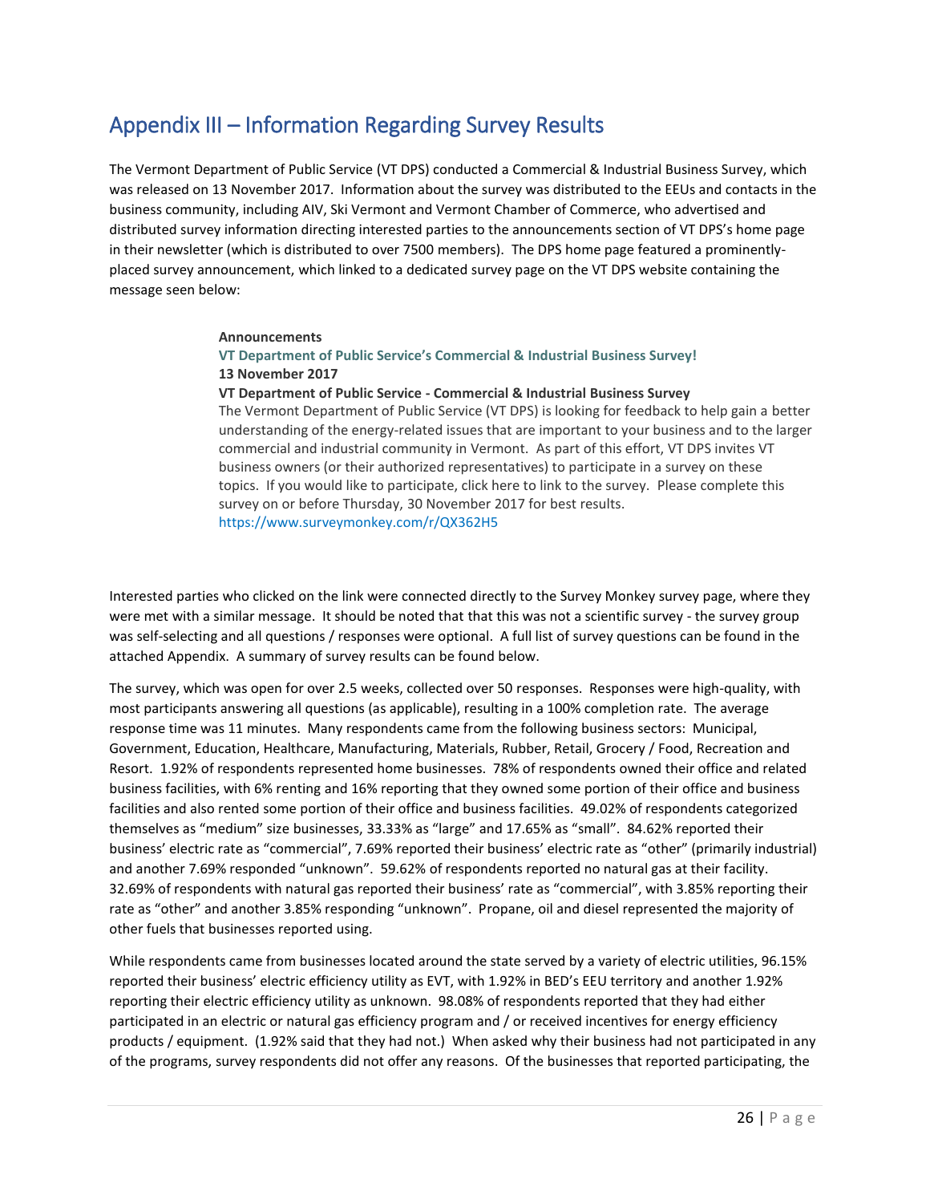# Appendix III – Information Regarding Survey Results

The Vermont Department of Public Service (VT DPS) conducted a Commercial & Industrial Business Survey, which was released on 13 November 2017. Information about the survey was distributed to the EEUs and contacts in the business community, including AIV, Ski Vermont and Vermont Chamber of Commerce, who advertised and distributed survey information directing interested parties to the announcements section of VT DPS's home page in their newsletter (which is distributed to over 7500 members). The DPS home page featured a prominently-placed survey announcement, which linked to a dedicated survey page on the VT DPS website containing the message seen below:

> **Announcements**
>
> **VT Department of Public Service's Commercial & Industrial Business Survey!**
>
> **13 November 2017**
>
> **VT Department of Public Service - Commercial & Industrial Business Survey**
>
> The Vermont Department of Public Service (VT DPS) is looking for feedback to help gain a better understanding of the energy-related issues that are important to your business and to the larger commercial and industrial community in Vermont. As part of this effort, VT DPS invites VT business owners (or their authorized representatives) to participate in a survey on these topics. If you would like to participate, click here to link to the survey. Please complete this survey on or before Thursday, 30 November 2017 for best results.
>
> https://www.surveymonkey.com/r/QX362H5

Interested parties who clicked on the link were connected directly to the Survey Monkey survey page, where they were met with a similar message. It should be noted that that this was not a scientific survey - the survey group was self-selecting and all questions / responses were optional. A full list of survey questions can be found in the attached Appendix. A summary of survey results can be found below.

The survey, which was open for over 2.5 weeks, collected over 50 responses. Responses were high-quality, with most participants answering all questions (as applicable), resulting in a 100% completion rate. The average response time was 11 minutes. Many respondents came from the following business sectors: Municipal, Government, Education, Healthcare, Manufacturing, Materials, Rubber, Retail, Grocery / Food, Recreation and Resort. 1.92% of respondents represented home businesses. 78% of respondents owned their office and related business facilities, with 6% renting and 16% reporting that they owned some portion of their office and business facilities and also rented some portion of their office and business facilities. 49.02% of respondents categorized themselves as "medium" size businesses, 33.33% as "large" and 17.65% as "small". 84.62% reported their business' electric rate as "commercial", 7.69% reported their business' electric rate as "other" (primarily industrial) and another 7.69% responded "unknown". 59.62% of respondents reported no natural gas at their facility. 32.69% of respondents with natural gas reported their business' rate as "commercial", with 3.85% reporting their rate as "other" and another 3.85% responding "unknown". Propane, oil and diesel represented the majority of other fuels that businesses reported using.

While respondents came from businesses located around the state served by a variety of electric utilities, 96.15% reported their business' electric efficiency utility as EVT, with 1.92% in BED's EEU territory and another 1.92% reporting their electric efficiency utility as unknown. 98.08% of respondents reported that they had either participated in an electric or natural gas efficiency program and / or received incentives for energy efficiency products / equipment. (1.92% said that they had not.) When asked why their business had not participated in any of the programs, survey respondents did not offer any reasons. Of the businesses that reported participating, the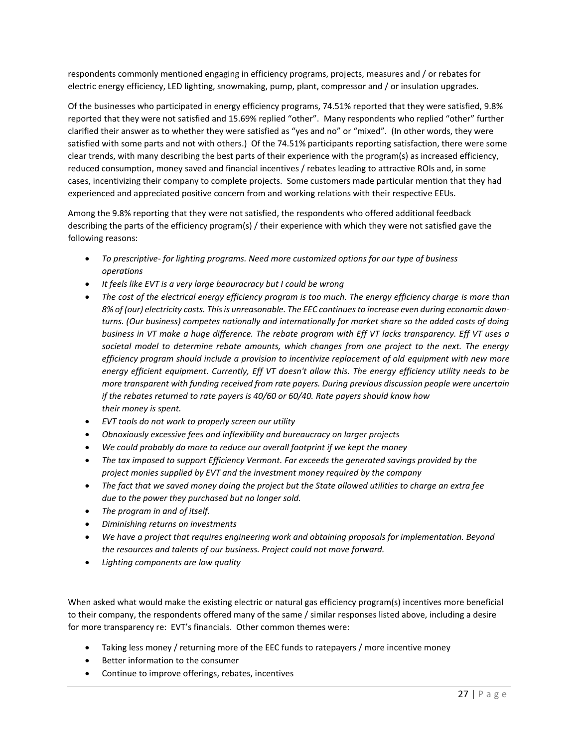respondents commonly mentioned engaging in efficiency programs, projects, measures and / or rebates for electric energy efficiency, LED lighting, snowmaking, pump, plant, compressor and / or insulation upgrades.

Of the businesses who participated in energy efficiency programs, 74.51% reported that they were satisfied, 9.8% reported that they were not satisfied and 15.69% replied “other”. Many respondents who replied “other” further clarified their answer as to whether they were satisfied as “yes and no” or “mixed”. (In other words, they were satisfied with some parts and not with others.) Of the 74.51% participants reporting satisfaction, there were some clear trends, with many describing the best parts of their experience with the program(s) as increased efficiency, reduced consumption, money saved and financial incentives / rebates leading to attractive ROIs and, in some cases, incentivizing their company to complete projects. Some customers made particular mention that they had experienced and appreciated positive concern from and working relations with their respective EEUs.

Among the 9.8% reporting that they were not satisfied, the respondents who offered additional feedback describing the parts of the efficiency program(s) / their experience with which they were not satisfied gave the following reasons:

- *To prescriptive- for lighting programs. Need more customized options for our type of business operations*
- *It feels like EVT is a very large beauracracy but I could be wrong*
- *The cost of the electrical energy efficiency program is too much. The energy efficiency charge is more than 8% of (our) electricity costs. This is unreasonable. The EEC continues to increase even during economic down-turns. (Our business) competes nationally and internationally for market share so the added costs of doing business in VT make a huge difference. The rebate program with Eff VT lacks transparency. Eff VT uses a societal model to determine rebate amounts, which changes from one project to the next. The energy efficiency program should include a provision to incentivize replacement of old equipment with new more energy efficient equipment. Currently, Eff VT doesn't allow this. The energy efficiency utility needs to be more transparent with funding received from rate payers. During previous discussion people were uncertain if the rebates returned to rate payers is 40/60 or 60/40. Rate payers should know how their money is spent.*
- *EVT tools do not work to properly screen our utility*
- *Obnoxiously excessive fees and inflexibility and bureaucracy on larger projects*
- *We could probably do more to reduce our overall footprint if we kept the money*
- *The tax imposed to support Efficiency Vermont. Far exceeds the generated savings provided by the project monies supplied by EVT and the investment money required by the company*
- *The fact that we saved money doing the project but the State allowed utilities to charge an extra fee due to the power they purchased but no longer sold.*
- *The program in and of itself.*
- *Diminishing returns on investments*
- *We have a project that requires engineering work and obtaining proposals for implementation. Beyond the resources and talents of our business. Project could not move forward.*
- *Lighting components are low quality*

When asked what would make the existing electric or natural gas efficiency program(s) incentives more beneficial to their company, the respondents offered many of the same / similar responses listed above, including a desire for more transparency re: EVT’s financials. Other common themes were:

- Taking less money / returning more of the EEC funds to ratepayers / more incentive money
- Better information to the consumer
- Continue to improve offerings, rebates, incentives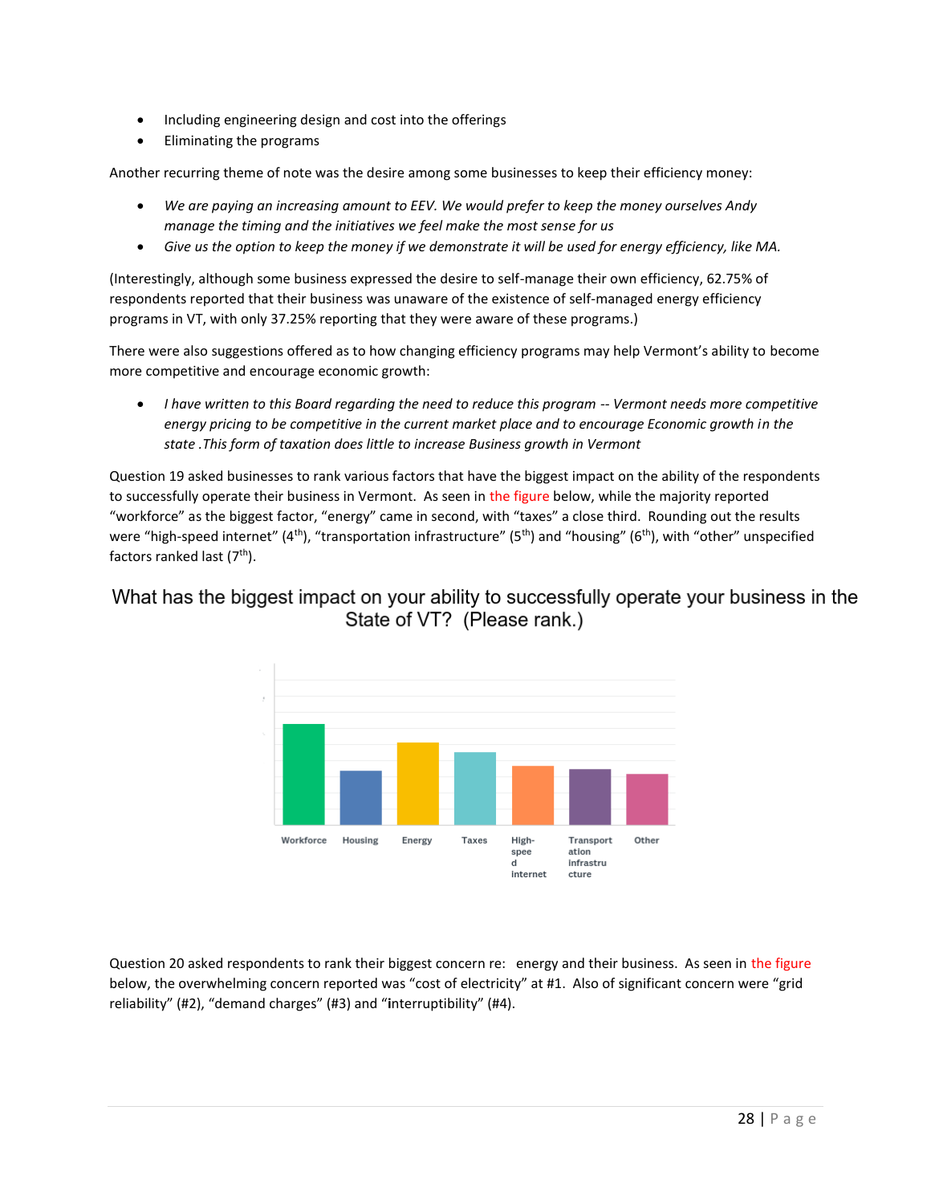- Including engineering design and cost into the offerings
- Eliminating the programs

Another recurring theme of note was the desire among some businesses to keep their efficiency money:

- *We are paying an increasing amount to EEV. We would prefer to keep the money ourselves Andy manage the timing and the initiatives we feel make the most sense for us*
- *Give us the option to keep the money if we demonstrate it will be used for energy efficiency, like MA.*

(Interestingly, although some business expressed the desire to self-manage their own efficiency, 62.75% of respondents reported that their business was unaware of the existence of self-managed energy efficiency programs in VT, with only 37.25% reporting that they were aware of these programs.)

There were also suggestions offered as to how changing efficiency programs may help Vermont's ability to become more competitive and encourage economic growth:

- *I have written to this Board regarding the need to reduce this program -- Vermont needs more competitive energy pricing to be competitive in the current market place and to encourage Economic growth in the state .This form of taxation does little to increase Business growth in Vermont*

Question 19 asked businesses to rank various factors that have the biggest impact on the ability of the respondents to successfully operate their business in Vermont. As seen in the figure below, while the majority reported "workforce" as the biggest factor, "energy" came in second, with "taxes" a close third. Rounding out the results were "high-speed internet" (4th), "transportation infrastructure" (5th) and "housing" (6th), with "other" unspecified factors ranked last (7th).

What has the biggest impact on your ability to successfully operate your business in the State of VT? (Please rank.)

Workforce | Housing | Energy | Taxes | High-speed internet | Transportation infrastructure | Other

Question 20 asked respondents to rank their biggest concern re: energy and their business. As seen in the figure below, the overwhelming concern reported was "cost of electricity" at #1. Also of significant concern were "grid reliability" (#2), "demand charges" (#3) and "**i**nterruptibility" (#4).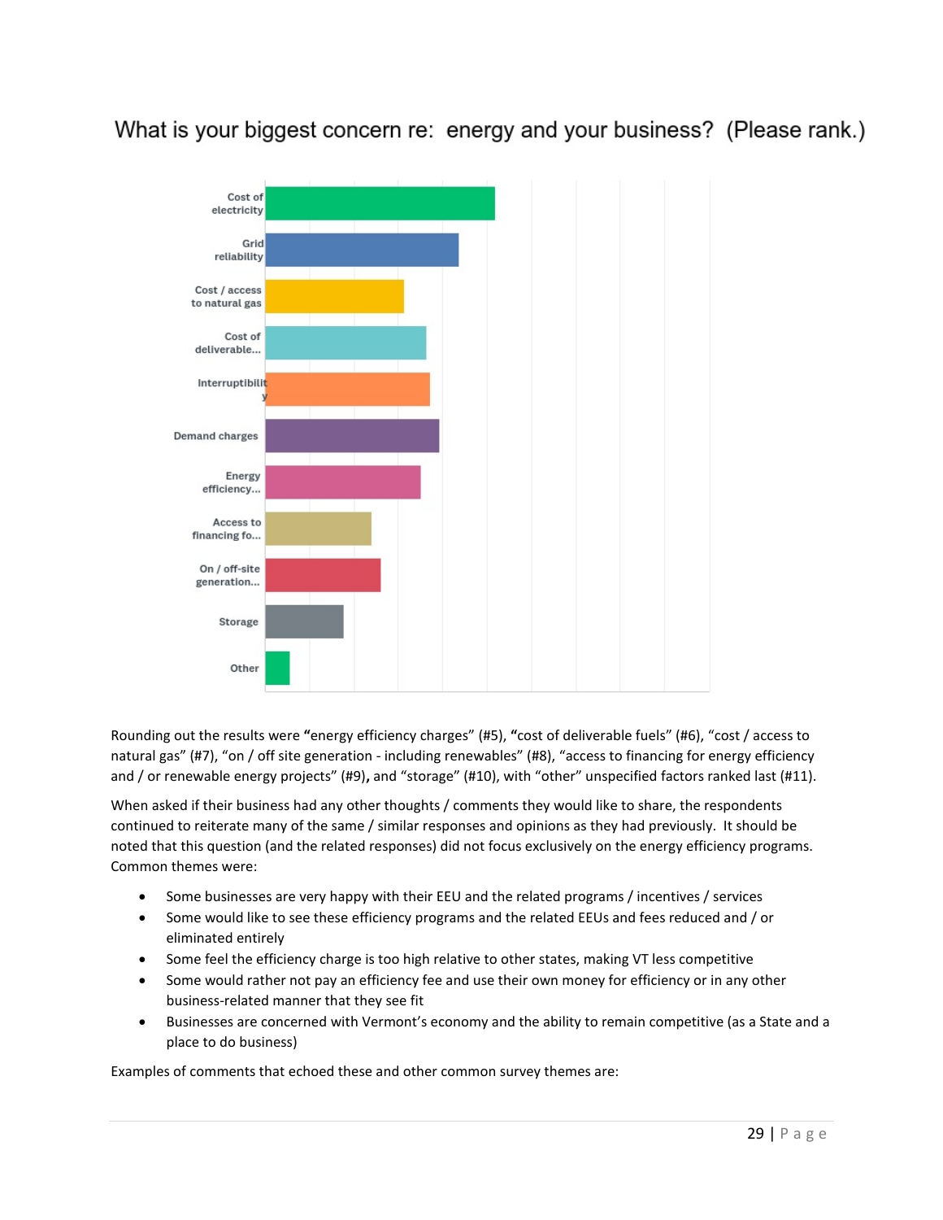What is your biggest concern re: energy and your business? (Please rank.)

Cost of electricity

Grid reliability

Cost / access to natural gas

Cost of deliverable...

Interruptibility

Demand charges

Energy efficiency...

Access to financing fo...

On / off-site generation...

Storage

Other

Rounding out the results were **"**energy efficiency charges" (#5), **"**cost of deliverable fuels" (#6), "cost / access to natural gas" (#7), "on / off site generation - including renewables" (#8), "access to financing for energy efficiency and / or renewable energy projects" (#9)**,** and "storage" (#10), with "other" unspecified factors ranked last (#11).

When asked if their business had any other thoughts / comments they would like to share, the respondents continued to reiterate many of the same / similar responses and opinions as they had previously. It should be noted that this question (and the related responses) did not focus exclusively on the energy efficiency programs. Common themes were:

- Some businesses are very happy with their EEU and the related programs / incentives / services
- Some would like to see these efficiency programs and the related EEUs and fees reduced and / or eliminated entirely
- Some feel the efficiency charge is too high relative to other states, making VT less competitive
- Some would rather not pay an efficiency fee and use their own money for efficiency or in any other business-related manner that they see fit
- Businesses are concerned with Vermont's economy and the ability to remain competitive (as a State and a place to do business)

Examples of comments that echoed these and other common survey themes are: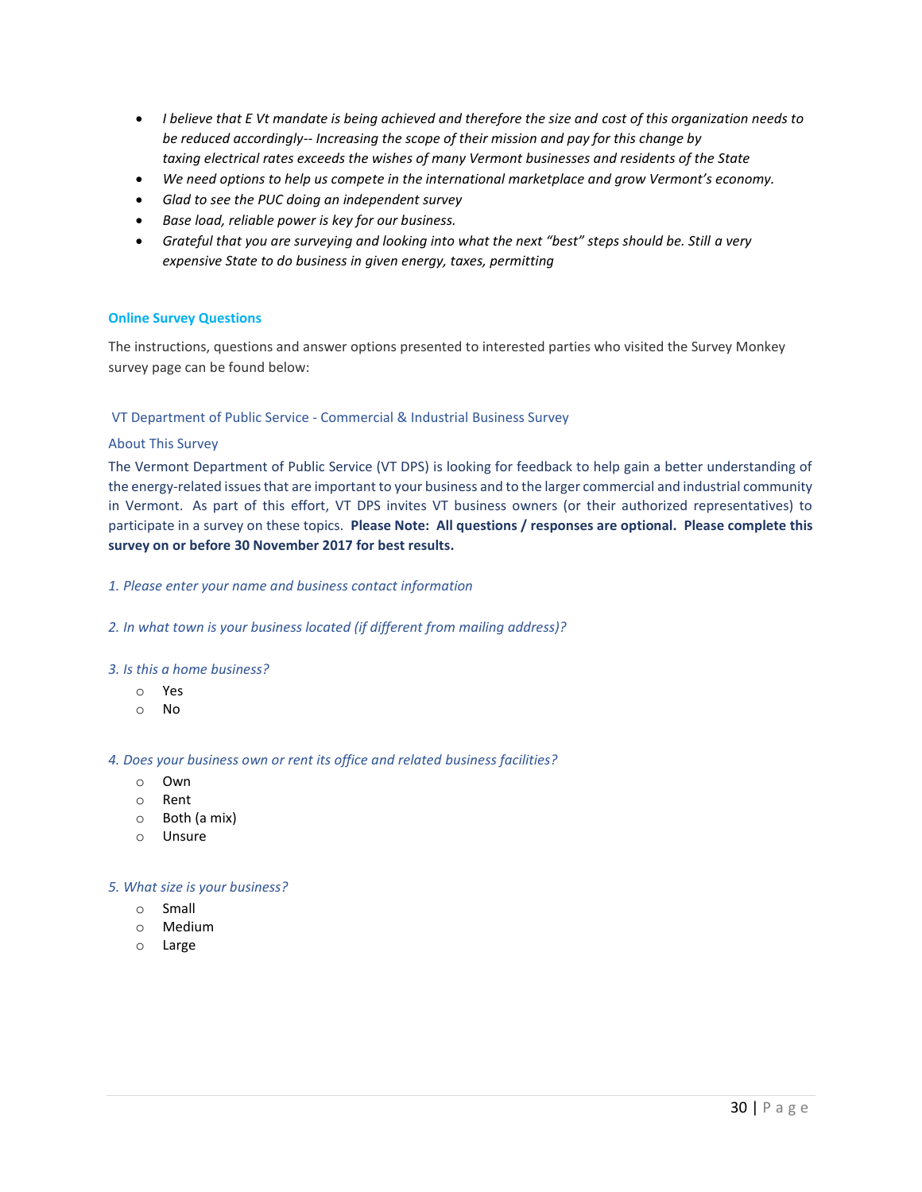- *I believe that E Vt mandate is being achieved and therefore the size and cost of this organization needs to be reduced accordingly-- Increasing the scope of their mission and pay for this change by taxing electrical rates exceeds the wishes of many Vermont businesses and residents of the State*
- *We need options to help us compete in the international marketplace and grow Vermont's economy.*
- *Glad to see the PUC doing an independent survey*
- *Base load, reliable power is key for our business.*
- *Grateful that you are surveying and looking into what the next "best" steps should be. Still a very expensive State to do business in given energy, taxes, permitting*

## Online Survey Questions

The instructions, questions and answer options presented to interested parties who visited the Survey Monkey survey page can be found below:

### VT Department of Public Service - Commercial & Industrial Business Survey

#### About This Survey

The Vermont Department of Public Service (VT DPS) is looking for feedback to help gain a better understanding of the energy-related issues that are important to your business and to the larger commercial and industrial community in Vermont. As part of this effort, VT DPS invites VT business owners (or their authorized representatives) to participate in a survey on these topics. **Please Note: All questions / responses are optional. Please complete this survey on or before 30 November 2017 for best results.**

*1. Please enter your name and business contact information*

*2. In what town is your business located (if different from mailing address)?*

*3. Is this a home business?*

- Yes
- No

*4. Does your business own or rent its office and related business facilities?*

- Own
- Rent
- Both (a mix)
- Unsure

*5. What size is your business?*

- Small
- Medium
- Large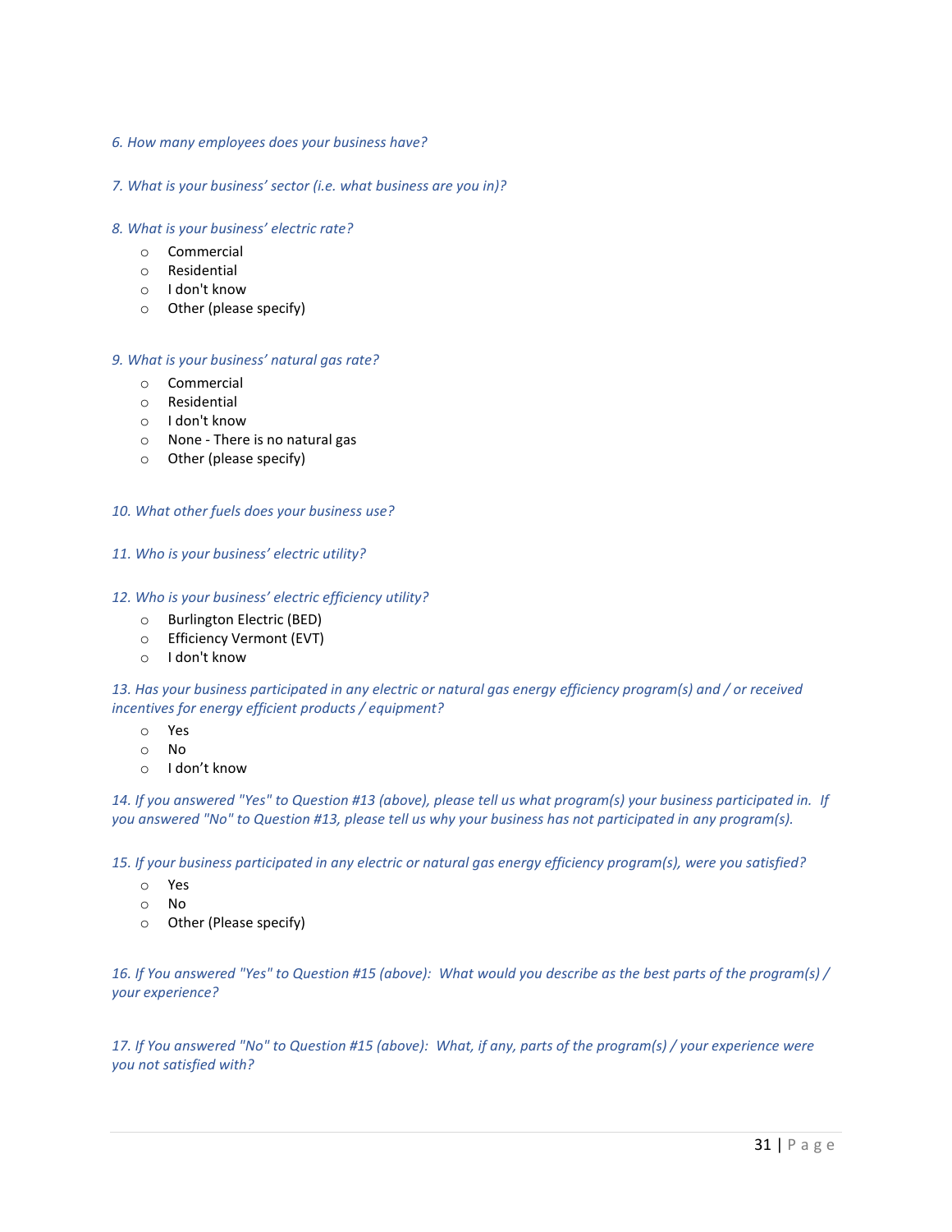*6. How many employees does your business have?*

*7. What is your business' sector (i.e. what business are you in)?*

*8. What is your business' electric rate?*

- Commercial
- Residential
- I don't know
- Other (please specify)

*9. What is your business' natural gas rate?*

- Commercial
- Residential
- I don't know
- None - There is no natural gas
- Other (please specify)

*10. What other fuels does your business use?*

*11. Who is your business' electric utility?*

*12. Who is your business' electric efficiency utility?*

- Burlington Electric (BED)
- Efficiency Vermont (EVT)
- I don't know

*13. Has your business participated in any electric or natural gas energy efficiency program(s) and / or received incentives for energy efficient products / equipment?*

- Yes
- No
- I don't know

*14. If you answered "Yes" to Question #13 (above), please tell us what program(s) your business participated in. If you answered "No" to Question #13, please tell us why your business has not participated in any program(s).*

*15. If your business participated in any electric or natural gas energy efficiency program(s), were you satisfied?*

- Yes
- No
- Other (Please specify)

*16. If You answered "Yes" to Question #15 (above): What would you describe as the best parts of the program(s) / your experience?*

*17. If You answered "No" to Question #15 (above): What, if any, parts of the program(s) / your experience were you not satisfied with?*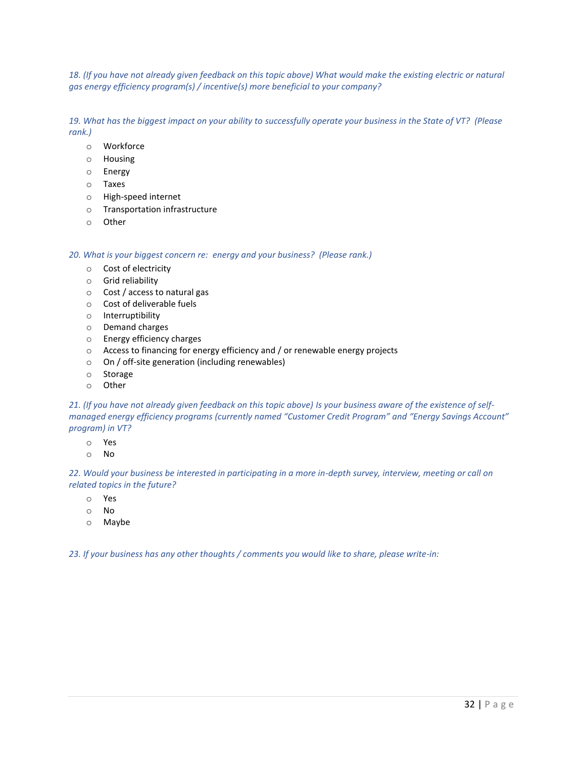*18. (If you have not already given feedback on this topic above) What would make the existing electric or natural gas energy efficiency program(s) / incentive(s) more beneficial to your company?*

*19. What has the biggest impact on your ability to successfully operate your business in the State of VT? (Please rank.)*

- Workforce
- Housing
- Energy
- Taxes
- High-speed internet
- Transportation infrastructure
- Other

*20. What is your biggest concern re: energy and your business? (Please rank.)*

- Cost of electricity
- Grid reliability
- Cost / access to natural gas
- Cost of deliverable fuels
- Interruptibility
- Demand charges
- Energy efficiency charges
- Access to financing for energy efficiency and / or renewable energy projects
- On / off-site generation (including renewables)
- Storage
- Other

*21. (If you have not already given feedback on this topic above) Is your business aware of the existence of self-managed energy efficiency programs (currently named "Customer Credit Program" and "Energy Savings Account" program) in VT?*

- Yes
- No

*22. Would your business be interested in participating in a more in-depth survey, interview, meeting or call on related topics in the future?*

- Yes
- No
- Maybe

*23. If your business has any other thoughts / comments you would like to share, please write-in:*